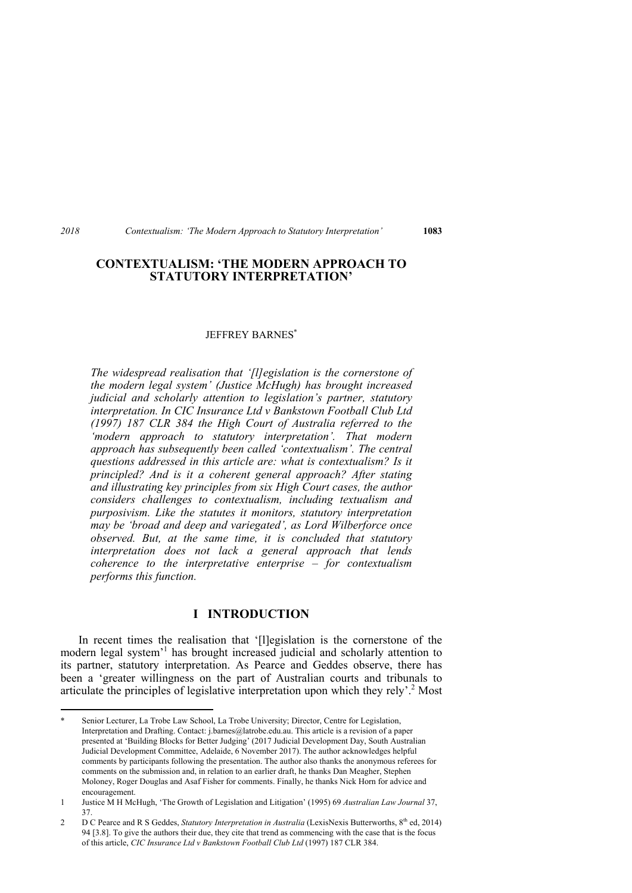# CONTEXTUALISM: 'THE MODERN APPROACH TO STATUTORY INTERPRETATION'

JEFFREY BARNES*

*The widespread realisation that '[l]egislation is the cornerstone of the modern legal system' (Justice McHugh) has brought increased judicial and scholarly attention to legislation's partner, statutory interpretation. In CIC Insurance Ltd v Bankstown Football Club Ltd (1997) 187 CLR 384 the High Court of Australia referred to the 'modern approach to statutory interpretation'. That modern approach has subsequently been called 'contextualism'. The central questions addressed in this article are: what is contextualism? Is it principled? And is it a coherent general approach? After stating and illustrating key principles from six High Court cases, the author considers challenges to contextualism, including textualism and purposivism. Like the statutes it monitors, statutory interpretation may be 'broad and deep and variegated', as Lord Wilberforce once observed. But, at the same time, it is concluded that statutory interpretation does not lack a general approach that lends coherence to the interpretative enterprise – for contextualism performs this function.*

## I INTRODUCTION

In recent times the realisation that '[l]egislation is the cornerstone of the modern legal system'[1] has brought increased judicial and scholarly attention to its partner, statutory interpretation. As Pearce and Geddes observe, there has been a 'greater willingness on the part of Australian courts and tribunals to articulate the principles of legislative interpretation upon which they rely'.[2] Most

---

\* Senior Lecturer, La Trobe Law School, La Trobe University; Director, Centre for Legislation, Interpretation and Drafting. Contact: j.barnes@latrobe.edu.au. This article is a revision of a paper presented at 'Building Blocks for Better Judging' (2017 Judicial Development Day, South Australian Judicial Development Committee, Adelaide, 6 November 2017). The author acknowledges helpful comments by participants following the presentation. The author also thanks the anonymous referees for comments on the submission and, in relation to an earlier draft, he thanks Dan Meagher, Stephen Moloney, Roger Douglas and Asaf Fisher for comments. Finally, he thanks Nick Horn for advice and encouragement.

1 Justice M H McHugh, 'The Growth of Legislation and Litigation' (1995) 69 *Australian Law Journal* 37, 37.

2 D C Pearce and R S Geddes, *Statutory Interpretation in Australia* (LexisNexis Butterworths, 8th ed, 2014) 94 [3.8]. To give the authors their due, they cite that trend as commencing with the case that is the focus of this article, *CIC Insurance Ltd v Bankstown Football Club Ltd* (1997) 187 CLR 384.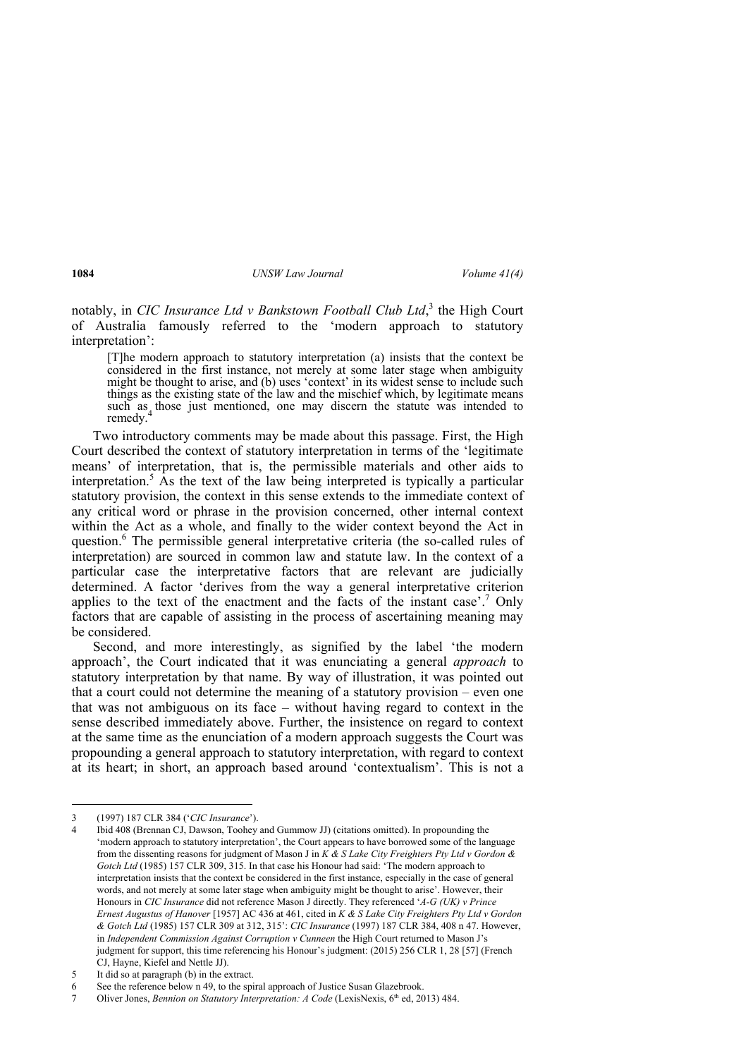notably, in *CIC Insurance Ltd v Bankstown Football Club Ltd*,[3] the High Court of Australia famously referred to the 'modern approach to statutory interpretation':

> [T]he modern approach to statutory interpretation (a) insists that the context be considered in the first instance, not merely at some later stage when ambiguity might be thought to arise, and (b) uses 'context' in its widest sense to include such things as the existing state of the law and the mischief which, by legitimate means such as those just mentioned, one may discern the statute was intended to remedy.[4]

Two introductory comments may be made about this passage. First, the High Court described the context of statutory interpretation in terms of the 'legitimate means' of interpretation, that is, the permissible materials and other aids to interpretation.[5] As the text of the law being interpreted is typically a particular statutory provision, the context in this sense extends to the immediate context of any critical word or phrase in the provision concerned, other internal context within the Act as a whole, and finally to the wider context beyond the Act in question.[6] The permissible general interpretative criteria (the so-called rules of interpretation) are sourced in common law and statute law. In the context of a particular case the interpretative factors that are relevant are judicially determined. A factor 'derives from the way a general interpretative criterion applies to the text of the enactment and the facts of the instant case'.[7] Only factors that are capable of assisting in the process of ascertaining meaning may be considered.

Second, and more interestingly, as signified by the label 'the modern approach', the Court indicated that it was enunciating a general *approach* to statutory interpretation by that name. By way of illustration, it was pointed out that a court could not determine the meaning of a statutory provision – even one that was not ambiguous on its face – without having regard to context in the sense described immediately above. Further, the insistence on regard to context at the same time as the enunciation of a modern approach suggests the Court was propounding a general approach to statutory interpretation, with regard to context at its heart; in short, an approach based around 'contextualism'. This is not a

---

3 (1997) 187 CLR 384 ('*CIC Insurance*').

4 Ibid 408 (Brennan CJ, Dawson, Toohey and Gummow JJ) (citations omitted). In propounding the 'modern approach to statutory interpretation', the Court appears to have borrowed some of the language from the dissenting reasons for judgment of Mason J in *K & S Lake City Freighters Pty Ltd v Gordon & Gotch Ltd* (1985) 157 CLR 309, 315. In that case his Honour had said: 'The modern approach to interpretation insists that the context be considered in the first instance, especially in the case of general words, and not merely at some later stage when ambiguity might be thought to arise'. However, their Honours in *CIC Insurance* did not reference Mason J directly. They referenced '*A-G (UK) v Prince Ernest Augustus of Hanover* [1957] AC 436 at 461, cited in *K & S Lake City Freighters Pty Ltd v Gordon & Gotch Ltd* (1985) 157 CLR 309 at 312, 315': *CIC Insurance* (1997) 187 CLR 384, 408 n 47. However, in *Independent Commission Against Corruption v Cunneen* the High Court returned to Mason J's judgment for support, this time referencing his Honour's judgment: (2015) 256 CLR 1, 28 [57] (French CJ, Hayne, Kiefel and Nettle JJ).

5 It did so at paragraph (b) in the extract.

6 See the reference below n 49, to the spiral approach of Justice Susan Glazebrook.

7 Oliver Jones, *Bennion on Statutory Interpretation: A Code* (LexisNexis, 6th ed, 2013) 484.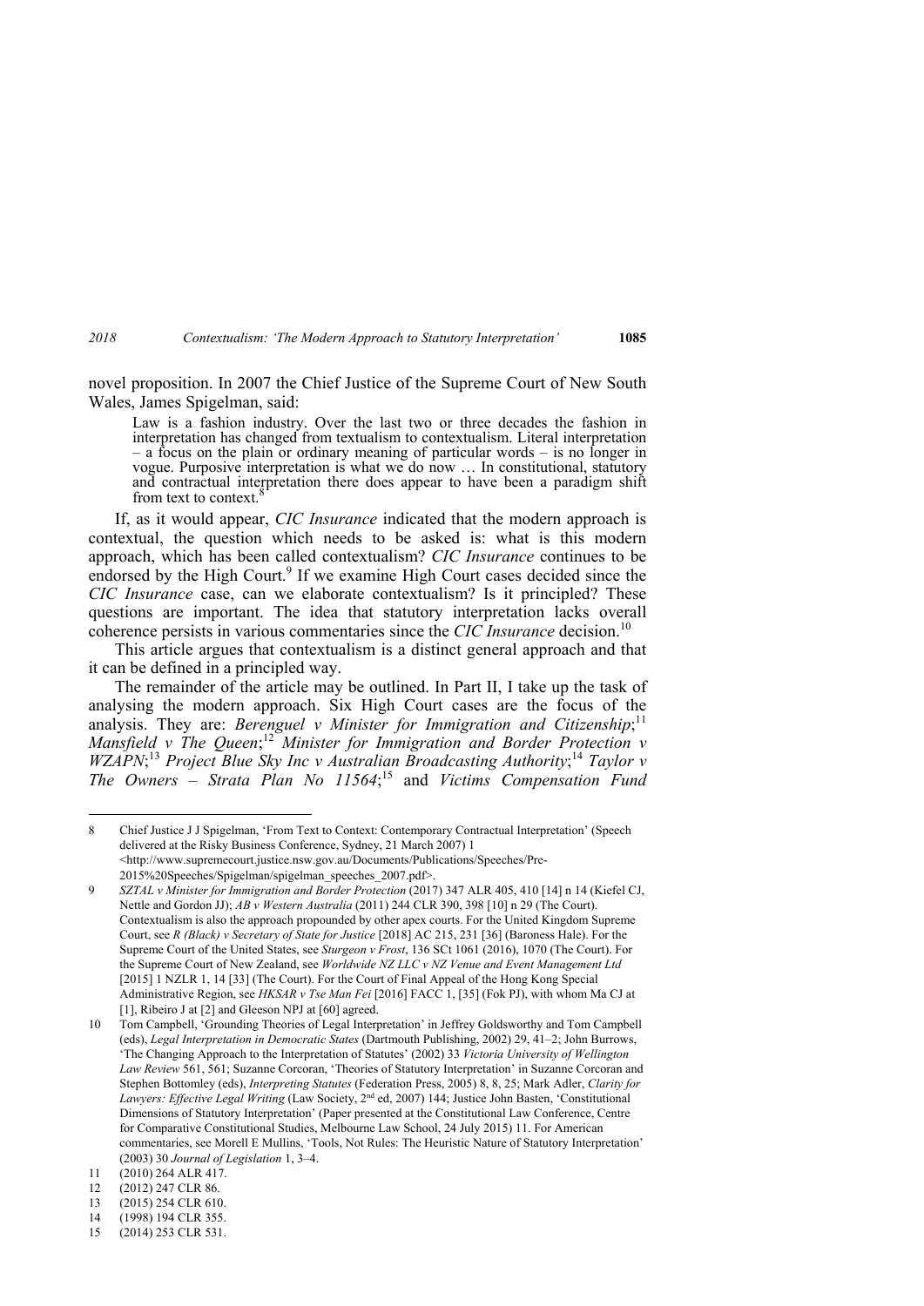novel proposition. In 2007 the Chief Justice of the Supreme Court of New South Wales, James Spigelman, said:

> Law is a fashion industry. Over the last two or three decades the fashion in interpretation has changed from textualism to contextualism. Literal interpretation – a focus on the plain or ordinary meaning of particular words – is no longer in vogue. Purposive interpretation is what we do now … In constitutional, statutory and contractual interpretation there does appear to have been a paradigm shift from text to context.[8]

If, as it would appear, *CIC Insurance* indicated that the modern approach is contextual, the question which needs to be asked is: what is this modern approach, which has been called contextualism? *CIC Insurance* continues to be endorsed by the High Court.[9] If we examine High Court cases decided since the *CIC Insurance* case, can we elaborate contextualism? Is it principled? These questions are important. The idea that statutory interpretation lacks overall coherence persists in various commentaries since the *CIC Insurance* decision.[10]

This article argues that contextualism is a distinct general approach and that it can be defined in a principled way.

The remainder of the article may be outlined. In Part II, I take up the task of analysing the modern approach. Six High Court cases are the focus of the analysis. They are: *Berenguel v Minister for Immigration and Citizenship*;[11] *Mansfield v The Queen*;[12] *Minister for Immigration and Border Protection v WZAPN*;[13] *Project Blue Sky Inc v Australian Broadcasting Authority*;[14] *Taylor v The Owners – Strata Plan No 11564*;[15] and *Victims Compensation Fund*

---

8 Chief Justice J J Spigelman, 'From Text to Context: Contemporary Contractual Interpretation' (Speech delivered at the Risky Business Conference, Sydney, 21 March 2007) 1 <http://www.supremecourt.justice.nsw.gov.au/Documents/Publications/Speeches/Pre-2015%20Speeches/Spigelman/spigelman_speeches_2007.pdf>.

9 *SZTAL v Minister for Immigration and Border Protection* (2017) 347 ALR 405, 410 [14] n 14 (Kiefel CJ, Nettle and Gordon JJ); *AB v Western Australia* (2011) 244 CLR 390, 398 [10] n 29 (The Court). Contextualism is also the approach propounded by other apex courts. For the United Kingdom Supreme Court, see *R (Black) v Secretary of State for Justice* [2018] AC 215, 231 [36] (Baroness Hale). For the Supreme Court of the United States, see *Sturgeon v Frost*, 136 SCt 1061 (2016), 1070 (The Court). For the Supreme Court of New Zealand, see *Worldwide NZ LLC v NZ Venue and Event Management Ltd* [2015] 1 NZLR 1, 14 [33] (The Court). For the Court of Final Appeal of the Hong Kong Special Administrative Region, see *HKSAR v Tse Man Fei* [2016] FACC 1, [35] (Fok PJ), with whom Ma CJ at [1], Ribeiro J at [2] and Gleeson NPJ at [60] agreed.

10 Tom Campbell, 'Grounding Theories of Legal Interpretation' in Jeffrey Goldsworthy and Tom Campbell (eds), *Legal Interpretation in Democratic States* (Dartmouth Publishing, 2002) 29, 41–2; John Burrows, 'The Changing Approach to the Interpretation of Statutes' (2002) 33 *Victoria University of Wellington Law Review* 561, 561; Suzanne Corcoran, 'Theories of Statutory Interpretation' in Suzanne Corcoran and Stephen Bottomley (eds), *Interpreting Statutes* (Federation Press, 2005) 8, 8, 25; Mark Adler, *Clarity for Lawyers: Effective Legal Writing* (Law Society, 2nd ed, 2007) 144; Justice John Basten, 'Constitutional Dimensions of Statutory Interpretation' (Paper presented at the Constitutional Law Conference, Centre for Comparative Constitutional Studies, Melbourne Law School, 24 July 2015) 11. For American commentaries, see Morell E Mullins, 'Tools, Not Rules: The Heuristic Nature of Statutory Interpretation' (2003) 30 *Journal of Legislation* 1, 3–4.

11 (2010) 264 ALR 417.

12 (2012) 247 CLR 86.

13 (2015) 254 CLR 610.

14 (1998) 194 CLR 355.

15 (2014) 253 CLR 531.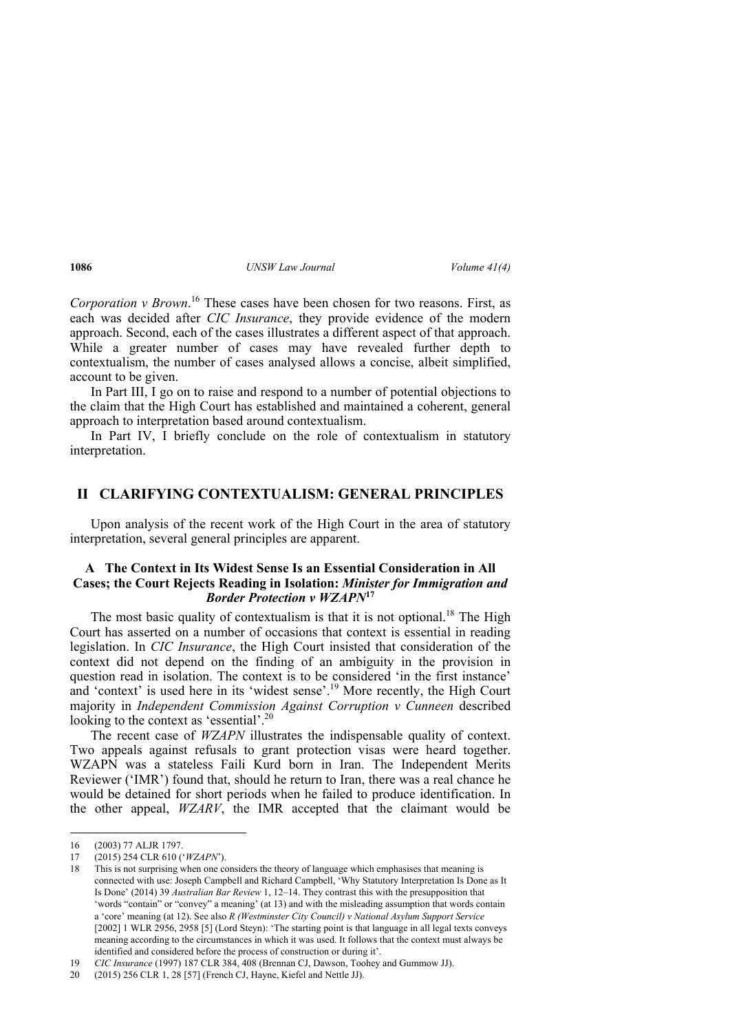*Corporation v Brown*.[16] These cases have been chosen for two reasons. First, as each was decided after *CIC Insurance*, they provide evidence of the modern approach. Second, each of the cases illustrates a different aspect of that approach. While a greater number of cases may have revealed further depth to contextualism, the number of cases analysed allows a concise, albeit simplified, account to be given.

In Part III, I go on to raise and respond to a number of potential objections to the claim that the High Court has established and maintained a coherent, general approach to interpretation based around contextualism.

In Part IV, I briefly conclude on the role of contextualism in statutory interpretation.

## II CLARIFYING CONTEXTUALISM: GENERAL PRINCIPLES

Upon analysis of the recent work of the High Court in the area of statutory interpretation, several general principles are apparent.

### A The Context in Its Widest Sense Is an Essential Consideration in All Cases; the Court Rejects Reading in Isolation: *Minister for Immigration and Border Protection v WZAPN*[17]

The most basic quality of contextualism is that it is not optional.[18] The High Court has asserted on a number of occasions that context is essential in reading legislation. In *CIC Insurance*, the High Court insisted that consideration of the context did not depend on the finding of an ambiguity in the provision in question read in isolation. The context is to be considered 'in the first instance' and 'context' is used here in its 'widest sense'.[19] More recently, the High Court majority in *Independent Commission Against Corruption v Cunneen* described looking to the context as 'essential'.[20]

The recent case of *WZAPN* illustrates the indispensable quality of context. Two appeals against refusals to grant protection visas were heard together. WZAPN was a stateless Faili Kurd born in Iran. The Independent Merits Reviewer ('IMR') found that, should he return to Iran, there was a real chance he would be detained for short periods when he failed to produce identification. In the other appeal, *WZARV*, the IMR accepted that the claimant would be

---

16 (2003) 77 ALJR 1797.

17 (2015) 254 CLR 610 ('*WZAPN*').

18 This is not surprising when one considers the theory of language which emphasises that meaning is connected with use: Joseph Campbell and Richard Campbell, 'Why Statutory Interpretation Is Done as It Is Done' (2014) 39 *Australian Bar Review* 1, 12–14. They contrast this with the presupposition that 'words "contain" or "convey" a meaning' (at 13) and with the misleading assumption that words contain a 'core' meaning (at 12). See also *R (Westminster City Council) v National Asylum Support Service* [2002] 1 WLR 2956, 2958 [5] (Lord Steyn): 'The starting point is that language in all legal texts conveys meaning according to the circumstances in which it was used. It follows that the context must always be identified and considered before the process of construction or during it'.

19 *CIC Insurance* (1997) 187 CLR 384, 408 (Brennan CJ, Dawson, Toohey and Gummow JJ).

20 (2015) 256 CLR 1, 28 [57] (French CJ, Hayne, Kiefel and Nettle JJ).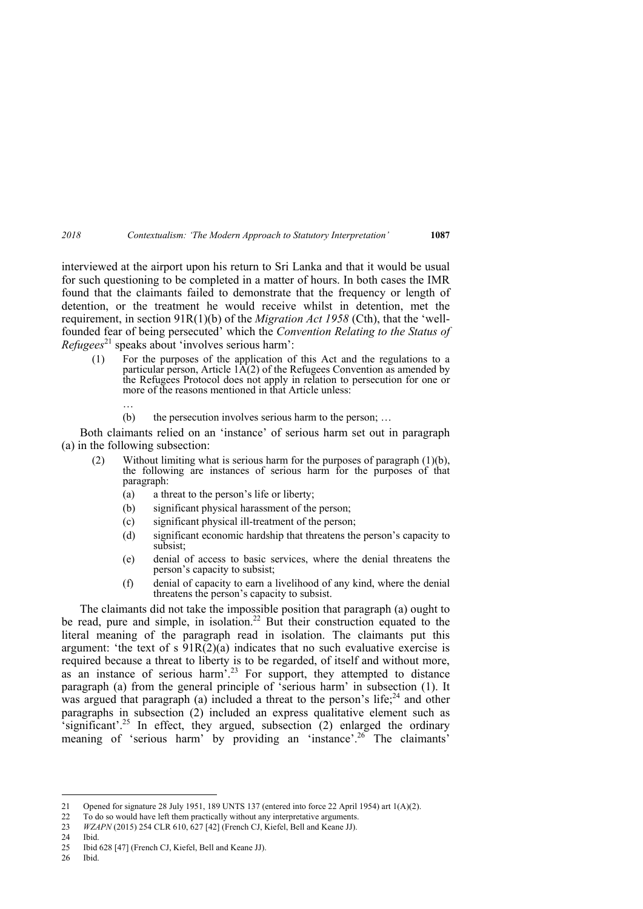interviewed at the airport upon his return to Sri Lanka and that it would be usual for such questioning to be completed in a matter of hours. In both cases the IMR found that the claimants failed to demonstrate that the frequency or length of detention, or the treatment he would receive whilst in detention, met the requirement, in section 91R(1)(b) of the *Migration Act 1958* (Cth), that the 'well-founded fear of being persecuted' which the *Convention Relating to the Status of Refugees*[21] speaks about 'involves serious harm':

> (1) For the purposes of the application of this Act and the regulations to a particular person, Article 1A(2) of the Refugees Convention as amended by the Refugees Protocol does not apply in relation to persecution for one or more of the reasons mentioned in that Article unless:
>
> …
>
> (b) the persecution involves serious harm to the person; …

Both claimants relied on an 'instance' of serious harm set out in paragraph (a) in the following subsection:

> (2) Without limiting what is serious harm for the purposes of paragraph (1)(b), the following are instances of serious harm for the purposes of that paragraph:
>
> (a) a threat to the person's life or liberty;
>
> (b) significant physical harassment of the person;
>
> (c) significant physical ill-treatment of the person;
>
> (d) significant economic hardship that threatens the person's capacity to subsist;
>
> (e) denial of access to basic services, where the denial threatens the person's capacity to subsist;
>
> (f) denial of capacity to earn a livelihood of any kind, where the denial threatens the person's capacity to subsist.

The claimants did not take the impossible position that paragraph (a) ought to be read, pure and simple, in isolation.[22] But their construction equated to the literal meaning of the paragraph read in isolation. The claimants put this argument: 'the text of s 91R(2)(a) indicates that no such evaluative exercise is required because a threat to liberty is to be regarded, of itself and without more, as an instance of serious harm'.[23] For support, they attempted to distance paragraph (a) from the general principle of 'serious harm' in subsection (1). It was argued that paragraph (a) included a threat to the person's life;[24] and other paragraphs in subsection (2) included an express qualitative element such as 'significant'.[25] In effect, they argued, subsection (2) enlarged the ordinary meaning of 'serious harm' by providing an 'instance'.[26] The claimants'

---

21 Opened for signature 28 July 1951, 189 UNTS 137 (entered into force 22 April 1954) art 1(A)(2).

22 To do so would have left them practically without any interpretative arguments.

23 *WZAPN* (2015) 254 CLR 610, 627 [42] (French CJ, Kiefel, Bell and Keane JJ).

24 Ibid.

25 Ibid 628 [47] (French CJ, Kiefel, Bell and Keane JJ).

26 Ibid.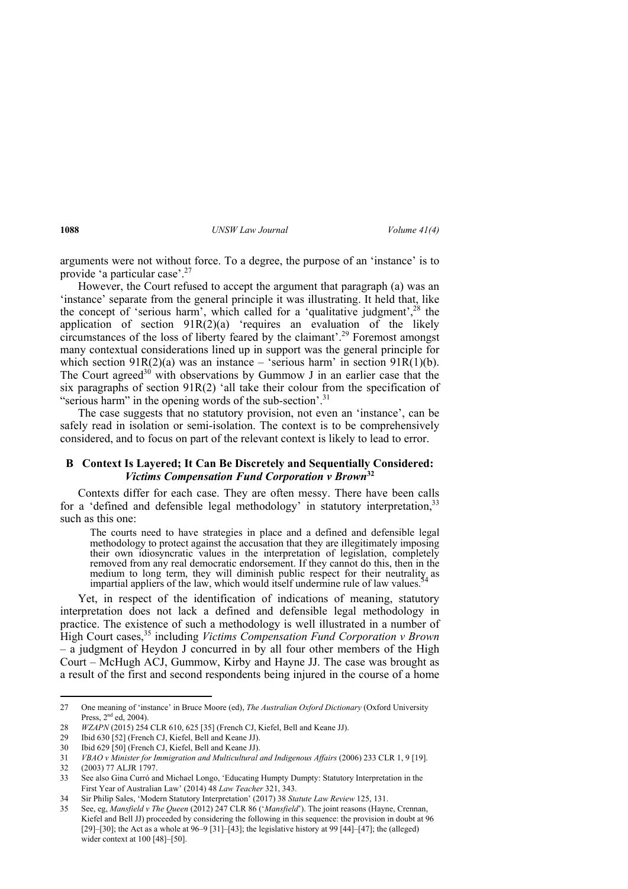arguments were not without force. To a degree, the purpose of an 'instance' is to provide 'a particular case'.[27]

However, the Court refused to accept the argument that paragraph (a) was an 'instance' separate from the general principle it was illustrating. It held that, like the concept of 'serious harm', which called for a 'qualitative judgment',[28] the application of section 91R(2)(a) 'requires an evaluation of the likely circumstances of the loss of liberty feared by the claimant'.[29] Foremost amongst many contextual considerations lined up in support was the general principle for which section 91R(2)(a) was an instance – 'serious harm' in section 91R(1)(b). The Court agreed[30] with observations by Gummow J in an earlier case that the six paragraphs of section 91R(2) 'all take their colour from the specification of "serious harm" in the opening words of the sub-section'.[31]

The case suggests that no statutory provision, not even an 'instance', can be safely read in isolation or semi-isolation. The context is to be comprehensively considered, and to focus on part of the relevant context is likely to lead to error.

## B Context Is Layered; It Can Be Discretely and Sequentially Considered: *Victims Compensation Fund Corporation v Brown*[32]

Contexts differ for each case. They are often messy. There have been calls for a 'defined and defensible legal methodology' in statutory interpretation,[33] such as this one:

> The courts need to have strategies in place and a defined and defensible legal methodology to protect against the accusation that they are illegitimately imposing their own idiosyncratic values in the interpretation of legislation, completely removed from any real democratic endorsement. If they cannot do this, then in the medium to long term, they will diminish public respect for their neutrality as impartial appliers of the law, which would itself undermine rule of law values.[34]

Yet, in respect of the identification of indications of meaning, statutory interpretation does not lack a defined and defensible legal methodology in practice. The existence of such a methodology is well illustrated in a number of High Court cases,[35] including *Victims Compensation Fund Corporation v Brown* – a judgment of Heydon J concurred in by all four other members of the High Court – McHugh ACJ, Gummow, Kirby and Hayne JJ. The case was brought as a result of the first and second respondents being injured in the course of a home

---

27 One meaning of 'instance' in Bruce Moore (ed), *The Australian Oxford Dictionary* (Oxford University Press, 2nd ed, 2004).

28 *WZAPN* (2015) 254 CLR 610, 625 [35] (French CJ, Kiefel, Bell and Keane JJ).

29 Ibid 630 [52] (French CJ, Kiefel, Bell and Keane JJ).

30 Ibid 629 [50] (French CJ, Kiefel, Bell and Keane JJ).

31 *VBAO v Minister for Immigration and Multicultural and Indigenous Affairs* (2006) 233 CLR 1, 9 [19].

32 (2003) 77 ALJR 1797.

33 See also Gina Curró and Michael Longo, 'Educating Humpty Dumpty: Statutory Interpretation in the First Year of Australian Law' (2014) 48 *Law Teacher* 321, 343.

34 Sir Philip Sales, 'Modern Statutory Interpretation' (2017) 38 *Statute Law Review* 125, 131.

35 See, eg, *Mansfield v The Queen* (2012) 247 CLR 86 ('*Mansfield*'). The joint reasons (Hayne, Crennan, Kiefel and Bell JJ) proceeded by considering the following in this sequence: the provision in doubt at 96 [29]–[30]; the Act as a whole at 96–9 [31]–[43]; the legislative history at 99 [44]–[47]; the (alleged) wider context at 100 [48]–[50].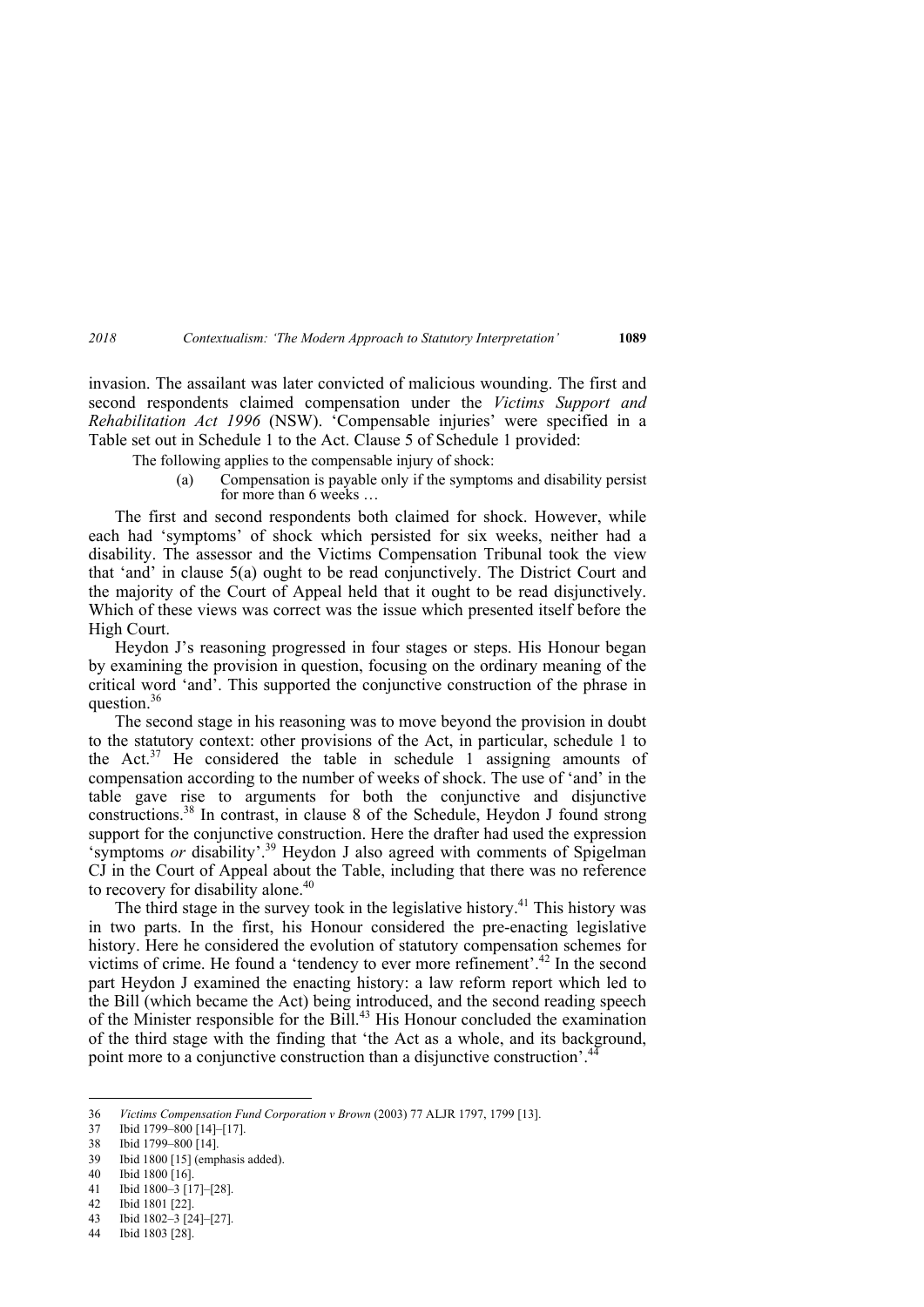invasion. The assailant was later convicted of malicious wounding. The first and second respondents claimed compensation under the *Victims Support and Rehabilitation Act 1996* (NSW). 'Compensable injuries' were specified in a Table set out in Schedule 1 to the Act. Clause 5 of Schedule 1 provided:

> The following applies to the compensable injury of shock:
>
> (a) Compensation is payable only if the symptoms and disability persist for more than 6 weeks …

The first and second respondents both claimed for shock. However, while each had 'symptoms' of shock which persisted for six weeks, neither had a disability. The assessor and the Victims Compensation Tribunal took the view that 'and' in clause 5(a) ought to be read conjunctively. The District Court and the majority of the Court of Appeal held that it ought to be read disjunctively. Which of these views was correct was the issue which presented itself before the High Court.

Heydon J's reasoning progressed in four stages or steps. His Honour began by examining the provision in question, focusing on the ordinary meaning of the critical word 'and'. This supported the conjunctive construction of the phrase in question.[36]

The second stage in his reasoning was to move beyond the provision in doubt to the statutory context: other provisions of the Act, in particular, schedule 1 to the Act.[37] He considered the table in schedule 1 assigning amounts of compensation according to the number of weeks of shock. The use of 'and' in the table gave rise to arguments for both the conjunctive and disjunctive constructions.[38] In contrast, in clause 8 of the Schedule, Heydon J found strong support for the conjunctive construction. Here the drafter had used the expression 'symptoms *or* disability'.[39] Heydon J also agreed with comments of Spigelman CJ in the Court of Appeal about the Table, including that there was no reference to recovery for disability alone.[40]

The third stage in the survey took in the legislative history.[41] This history was in two parts. In the first, his Honour considered the pre-enacting legislative history. Here he considered the evolution of statutory compensation schemes for victims of crime. He found a 'tendency to ever more refinement'.[42] In the second part Heydon J examined the enacting history: a law reform report which led to the Bill (which became the Act) being introduced, and the second reading speech of the Minister responsible for the Bill.[43] His Honour concluded the examination of the third stage with the finding that 'the Act as a whole, and its background, point more to a conjunctive construction than a disjunctive construction'.[44]

---

36 *Victims Compensation Fund Corporation v Brown* (2003) 77 ALJR 1797, 1799 [13].

37 Ibid 1799–800 [14]–[17].

38 Ibid 1799–800 [14].

39 Ibid 1800 [15] (emphasis added).

40 Ibid 1800 [16].

41 Ibid 1800–3 [17]–[28].

42 Ibid 1801 [22].

43 Ibid 1802–3 [24]–[27].

44 Ibid 1803 [28].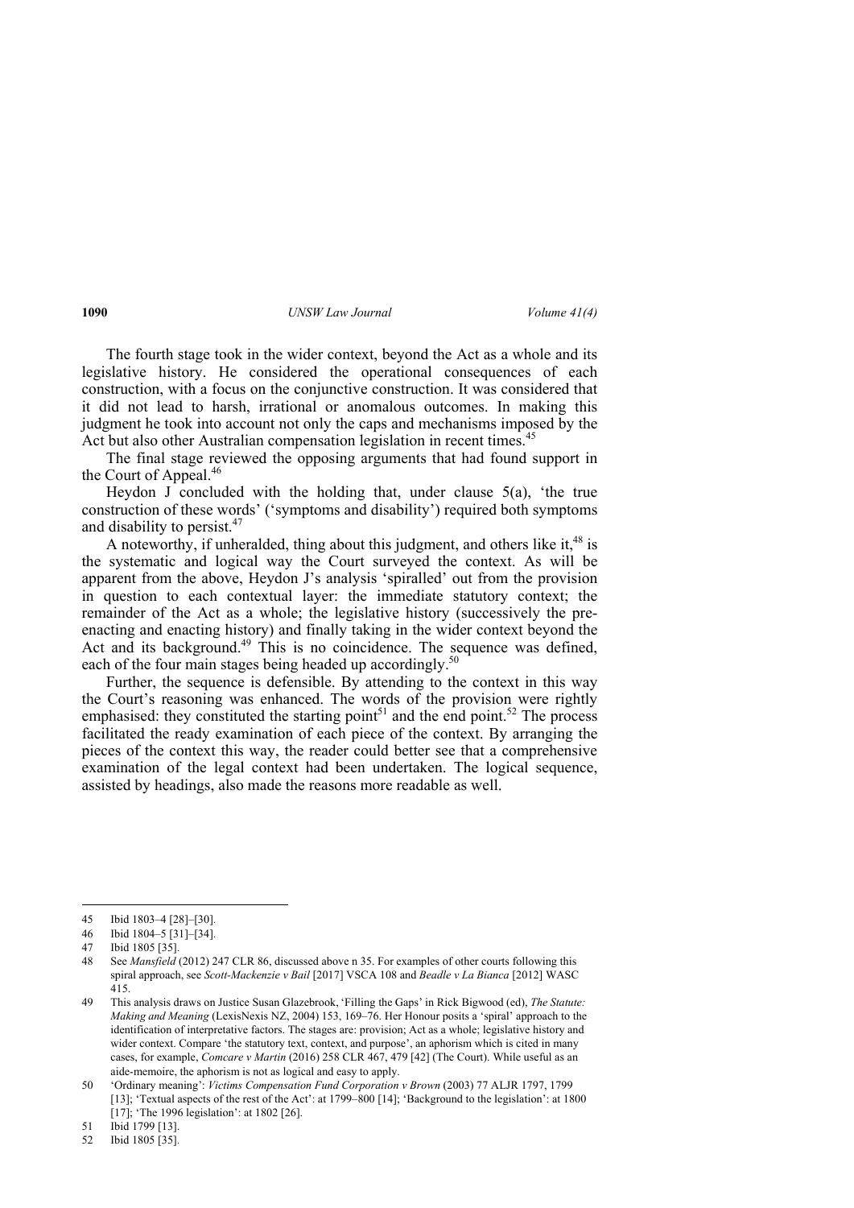The fourth stage took in the wider context, beyond the Act as a whole and its legislative history. He considered the operational consequences of each construction, with a focus on the conjunctive construction. It was considered that it did not lead to harsh, irrational or anomalous outcomes. In making this judgment he took into account not only the caps and mechanisms imposed by the Act but also other Australian compensation legislation in recent times.[45]

The final stage reviewed the opposing arguments that had found support in the Court of Appeal.[46]

Heydon J concluded with the holding that, under clause 5(a), 'the true construction of these words' ('symptoms and disability') required both symptoms and disability to persist.[47]

A noteworthy, if unheralded, thing about this judgment, and others like it,[48] is the systematic and logical way the Court surveyed the context. As will be apparent from the above, Heydon J's analysis 'spiralled' out from the provision in question to each contextual layer: the immediate statutory context; the remainder of the Act as a whole; the legislative history (successively the pre-enacting and enacting history) and finally taking in the wider context beyond the Act and its background.[49] This is no coincidence. The sequence was defined, each of the four main stages being headed up accordingly.[50]

Further, the sequence is defensible. By attending to the context in this way the Court's reasoning was enhanced. The words of the provision were rightly emphasised: they constituted the starting point[51] and the end point.[52] The process facilitated the ready examination of each piece of the context. By arranging the pieces of the context this way, the reader could better see that a comprehensive examination of the legal context had been undertaken. The logical sequence, assisted by headings, also made the reasons more readable as well.

---

45 Ibid 1803–4 [28]–[30].

46 Ibid 1804–5 [31]–[34].

47 Ibid 1805 [35].

48 See *Mansfield* (2012) 247 CLR 86, discussed above n 35. For examples of other courts following this spiral approach, see *Scott-Mackenzie v Bail* [2017] VSCA 108 and *Beadle v La Bianca* [2012] WASC 415.

49 This analysis draws on Justice Susan Glazebrook, 'Filling the Gaps' in Rick Bigwood (ed), *The Statute: Making and Meaning* (LexisNexis NZ, 2004) 153, 169–76. Her Honour posits a 'spiral' approach to the identification of interpretative factors. The stages are: provision; Act as a whole; legislative history and wider context. Compare 'the statutory text, context, and purpose', an aphorism which is cited in many cases, for example, *Comcare v Martin* (2016) 258 CLR 467, 479 [42] (The Court). While useful as an aide-memoire, the aphorism is not as logical and easy to apply.

50 'Ordinary meaning': *Victims Compensation Fund Corporation v Brown* (2003) 77 ALJR 1797, 1799 [13]; 'Textual aspects of the rest of the Act': at 1799–800 [14]; 'Background to the legislation': at 1800 [17]; 'The 1996 legislation': at 1802 [26].

51 Ibid 1799 [13].

52 Ibid 1805 [35].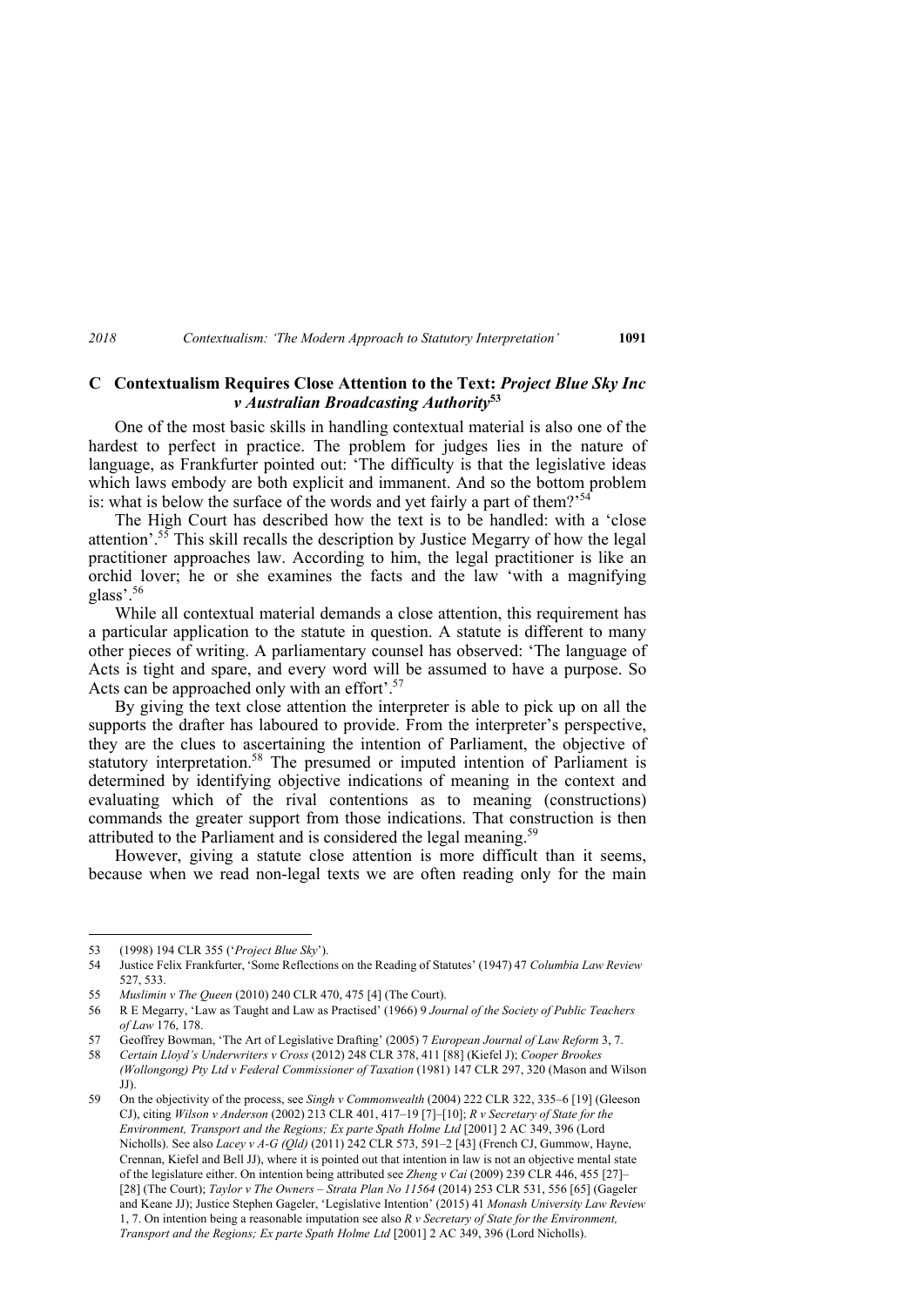### C Contextualism Requires Close Attention to the Text: *Project Blue Sky Inc v Australian Broadcasting Authority*[53]

One of the most basic skills in handling contextual material is also one of the hardest to perfect in practice. The problem for judges lies in the nature of language, as Frankfurter pointed out: 'The difficulty is that the legislative ideas which laws embody are both explicit and immanent. And so the bottom problem is: what is below the surface of the words and yet fairly a part of them?'[54]

The High Court has described how the text is to be handled: with a 'close attention'.[55] This skill recalls the description by Justice Megarry of how the legal practitioner approaches law. According to him, the legal practitioner is like an orchid lover; he or she examines the facts and the law 'with a magnifying glass'.[56]

While all contextual material demands a close attention, this requirement has a particular application to the statute in question. A statute is different to many other pieces of writing. A parliamentary counsel has observed: 'The language of Acts is tight and spare, and every word will be assumed to have a purpose. So Acts can be approached only with an effort'.[57]

By giving the text close attention the interpreter is able to pick up on all the supports the drafter has laboured to provide. From the interpreter's perspective, they are the clues to ascertaining the intention of Parliament, the objective of statutory interpretation.[58] The presumed or imputed intention of Parliament is determined by identifying objective indications of meaning in the context and evaluating which of the rival contentions as to meaning (constructions) commands the greater support from those indications. That construction is then attributed to the Parliament and is considered the legal meaning.[59]

However, giving a statute close attention is more difficult than it seems, because when we read non-legal texts we are often reading only for the main

---

53 (1998) 194 CLR 355 ('*Project Blue Sky*').

54 Justice Felix Frankfurter, 'Some Reflections on the Reading of Statutes' (1947) 47 *Columbia Law Review* 527, 533.

55 *Muslimin v The Queen* (2010) 240 CLR 470, 475 [4] (The Court).

56 R E Megarry, 'Law as Taught and Law as Practised' (1966) 9 *Journal of the Society of Public Teachers of Law* 176, 178.

57 Geoffrey Bowman, 'The Art of Legislative Drafting' (2005) 7 *European Journal of Law Reform* 3, 7.

58 *Certain Lloyd's Underwriters v Cross* (2012) 248 CLR 378, 411 [88] (Kiefel J); *Cooper Brookes (Wollongong) Pty Ltd v Federal Commissioner of Taxation* (1981) 147 CLR 297, 320 (Mason and Wilson JJ).

59 On the objectivity of the process, see *Singh v Commonwealth* (2004) 222 CLR 322, 335–6 [19] (Gleeson CJ), citing *Wilson v Anderson* (2002) 213 CLR 401, 417–19 [7]–[10]; *R v Secretary of State for the Environment, Transport and the Regions; Ex parte Spath Holme Ltd* [2001] 2 AC 349, 396 (Lord Nicholls). See also *Lacey v A-G (Qld)* (2011) 242 CLR 573, 591–2 [43] (French CJ, Gummow, Hayne, Crennan, Kiefel and Bell JJ), where it is pointed out that intention in law is not an objective mental state of the legislature either. On intention being attributed see *Zheng v Cai* (2009) 239 CLR 446, 455 [27]–[28] (The Court); *Taylor v The Owners – Strata Plan No 11564* (2014) 253 CLR 531, 556 [65] (Gageler and Keane JJ); Justice Stephen Gageler, 'Legislative Intention' (2015) 41 *Monash University Law Review* 1, 7. On intention being a reasonable imputation see also *R v Secretary of State for the Environment, Transport and the Regions; Ex parte Spath Holme Ltd* [2001] 2 AC 349, 396 (Lord Nicholls).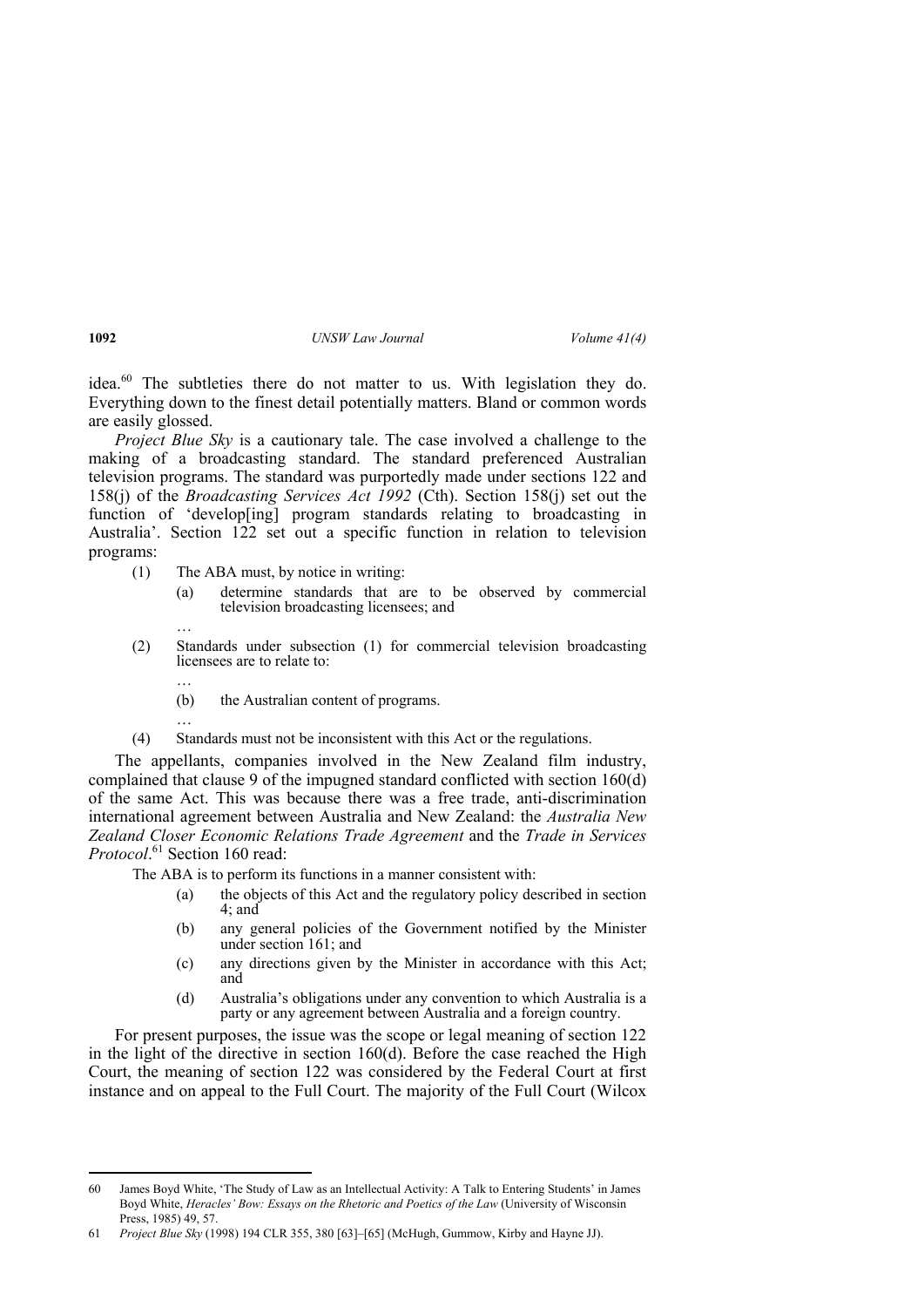idea.[60] The subtleties there do not matter to us. With legislation they do. Everything down to the finest detail potentially matters. Bland or common words are easily glossed.

*Project Blue Sky* is a cautionary tale. The case involved a challenge to the making of a broadcasting standard. The standard preferenced Australian television programs. The standard was purportedly made under sections 122 and 158(j) of the *Broadcasting Services Act 1992* (Cth). Section 158(j) set out the function of 'develop[ing] program standards relating to broadcasting in Australia'. Section 122 set out a specific function in relation to television programs:

> (1) The ABA must, by notice in writing:
>
> > (a) determine standards that are to be observed by commercial television broadcasting licensees; and
> >
> > …
>
> (2) Standards under subsection (1) for commercial television broadcasting licensees are to relate to:
>
> > …
> >
> > (b) the Australian content of programs.
> >
> > …
>
> (4) Standards must not be inconsistent with this Act or the regulations.

The appellants, companies involved in the New Zealand film industry, complained that clause 9 of the impugned standard conflicted with section 160(d) of the same Act. This was because there was a free trade, anti-discrimination international agreement between Australia and New Zealand: the *Australia New Zealand Closer Economic Relations Trade Agreement* and the *Trade in Services Protocol*.[61] Section 160 read:

> The ABA is to perform its functions in a manner consistent with:
>
> > (a) the objects of this Act and the regulatory policy described in section 4; and
> >
> > (b) any general policies of the Government notified by the Minister under section 161; and
> >
> > (c) any directions given by the Minister in accordance with this Act; and
> >
> > (d) Australia's obligations under any convention to which Australia is a party or any agreement between Australia and a foreign country.

For present purposes, the issue was the scope or legal meaning of section 122 in the light of the directive in section 160(d). Before the case reached the High Court, the meaning of section 122 was considered by the Federal Court at first instance and on appeal to the Full Court. The majority of the Full Court (Wilcox

---

60 James Boyd White, 'The Study of Law as an Intellectual Activity: A Talk to Entering Students' in James Boyd White, *Heracles' Bow: Essays on the Rhetoric and Poetics of the Law* (University of Wisconsin Press, 1985) 49, 57.

61 *Project Blue Sky* (1998) 194 CLR 355, 380 [63]–[65] (McHugh, Gummow, Kirby and Hayne JJ).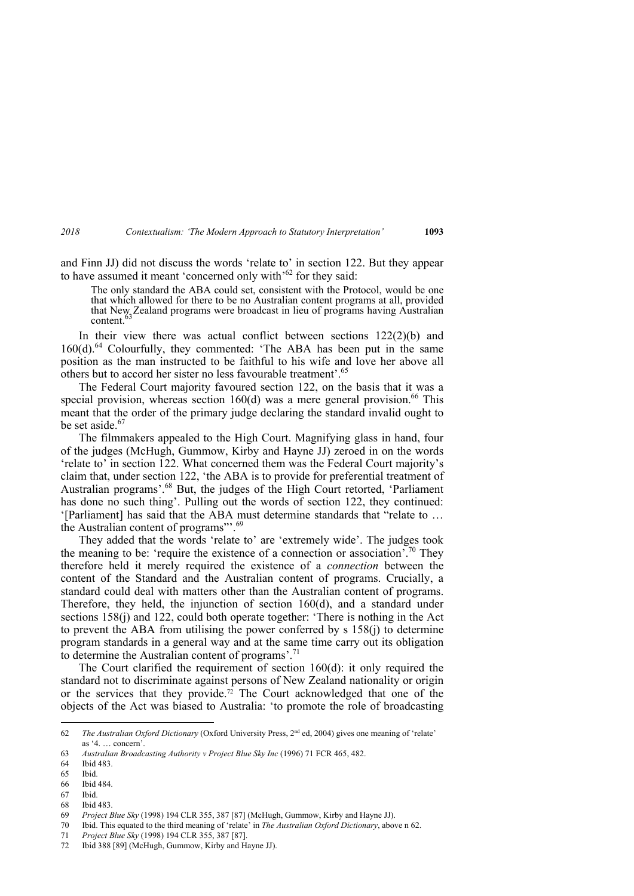and Finn JJ) did not discuss the words 'relate to' in section 122. But they appear to have assumed it meant 'concerned only with'[62] for they said:

> The only standard the ABA could set, consistent with the Protocol, would be one that which allowed for there to be no Australian content programs at all, provided that New Zealand programs were broadcast in lieu of programs having Australian content.[63]

In their view there was actual conflict between sections 122(2)(b) and 160(d).[64] Colourfully, they commented: 'The ABA has been put in the same position as the man instructed to be faithful to his wife and love her above all others but to accord her sister no less favourable treatment'.[65]

The Federal Court majority favoured section 122, on the basis that it was a special provision, whereas section 160(d) was a mere general provision.[66] This meant that the order of the primary judge declaring the standard invalid ought to be set aside.[67]

The filmmakers appealed to the High Court. Magnifying glass in hand, four of the judges (McHugh, Gummow, Kirby and Hayne JJ) zeroed in on the words 'relate to' in section 122. What concerned them was the Federal Court majority's claim that, under section 122, 'the ABA is to provide for preferential treatment of Australian programs'.[68] But, the judges of the High Court retorted, 'Parliament has done no such thing'. Pulling out the words of section 122, they continued: '[Parliament] has said that the ABA must determine standards that "relate to … the Australian content of programs"'.[69]

They added that the words 'relate to' are 'extremely wide'. The judges took the meaning to be: 'require the existence of a connection or association'.[70] They therefore held it merely required the existence of a *connection* between the content of the Standard and the Australian content of programs. Crucially, a standard could deal with matters other than the Australian content of programs. Therefore, they held, the injunction of section 160(d), and a standard under sections 158(j) and 122, could both operate together: 'There is nothing in the Act to prevent the ABA from utilising the power conferred by s 158(j) to determine program standards in a general way and at the same time carry out its obligation to determine the Australian content of programs'.[71]

The Court clarified the requirement of section 160(d): it only required the standard not to discriminate against persons of New Zealand nationality or origin or the services that they provide.[72] The Court acknowledged that one of the objects of the Act was biased to Australia: 'to promote the role of broadcasting

---

62 *The Australian Oxford Dictionary* (Oxford University Press, 2nd ed, 2004) gives one meaning of 'relate' as '4. … concern'.

63 *Australian Broadcasting Authority v Project Blue Sky Inc* (1996) 71 FCR 465, 482.

64 Ibid 483.

65 Ibid.

66 Ibid 484.

67 Ibid.

68 Ibid 483.

69 *Project Blue Sky* (1998) 194 CLR 355, 387 [87] (McHugh, Gummow, Kirby and Hayne JJ).

70 Ibid. This equated to the third meaning of 'relate' in *The Australian Oxford Dictionary*, above n 62.

71 *Project Blue Sky* (1998) 194 CLR 355, 387 [87].

72 Ibid 388 [89] (McHugh, Gummow, Kirby and Hayne JJ).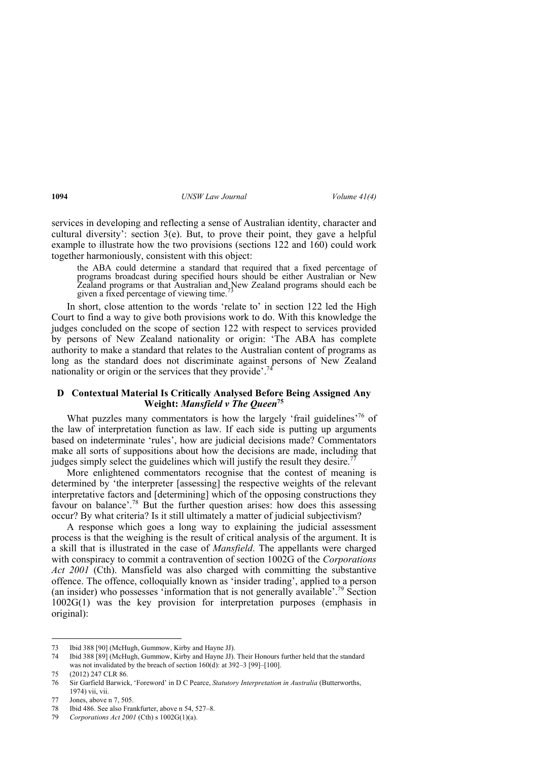services in developing and reflecting a sense of Australian identity, character and cultural diversity': section 3(e). But, to prove their point, they gave a helpful example to illustrate how the two provisions (sections 122 and 160) could work together harmoniously, consistent with this object:

> the ABA could determine a standard that required that a fixed percentage of programs broadcast during specified hours should be either Australian or New Zealand programs or that Australian and New Zealand programs should each be given a fixed percentage of viewing time.[73]

In short, close attention to the words 'relate to' in section 122 led the High Court to find a way to give both provisions work to do. With this knowledge the judges concluded on the scope of section 122 with respect to services provided by persons of New Zealand nationality or origin: 'The ABA has complete authority to make a standard that relates to the Australian content of programs as long as the standard does not discriminate against persons of New Zealand nationality or origin or the services that they provide'.[74]

### D Contextual Material Is Critically Analysed Before Being Assigned Any Weight: *Mansfield v The Queen*[75]

What puzzles many commentators is how the largely 'frail guidelines'[76] of the law of interpretation function as law. If each side is putting up arguments based on indeterminate 'rules', how are judicial decisions made? Commentators make all sorts of suppositions about how the decisions are made, including that judges simply select the guidelines which will justify the result they desire.[77]

More enlightened commentators recognise that the contest of meaning is determined by 'the interpreter [assessing] the respective weights of the relevant interpretative factors and [determining] which of the opposing constructions they favour on balance'.[78] But the further question arises: how does this assessing occur? By what criteria? Is it still ultimately a matter of judicial subjectivism?

A response which goes a long way to explaining the judicial assessment process is that the weighing is the result of critical analysis of the argument. It is a skill that is illustrated in the case of *Mansfield*. The appellants were charged with conspiracy to commit a contravention of section 1002G of the *Corporations Act 2001* (Cth). Mansfield was also charged with committing the substantive offence. The offence, colloquially known as 'insider trading', applied to a person (an insider) who possesses 'information that is not generally available'.[79] Section 1002G(1) was the key provision for interpretation purposes (emphasis in original):

---

73 Ibid 388 [90] (McHugh, Gummow, Kirby and Hayne JJ).

74 Ibid 388 [89] (McHugh, Gummow, Kirby and Hayne JJ). Their Honours further held that the standard was not invalidated by the breach of section 160(d): at 392–3 [99]–[100].

75 (2012) 247 CLR 86.

76 Sir Garfield Barwick, 'Foreword' in D C Pearce, *Statutory Interpretation in Australia* (Butterworths, 1974) vii, vii.

77 Jones, above n 7, 505.

78 Ibid 486. See also Frankfurter, above n 54, 527–8.

79 *Corporations Act 2001* (Cth) s 1002G(1)(a).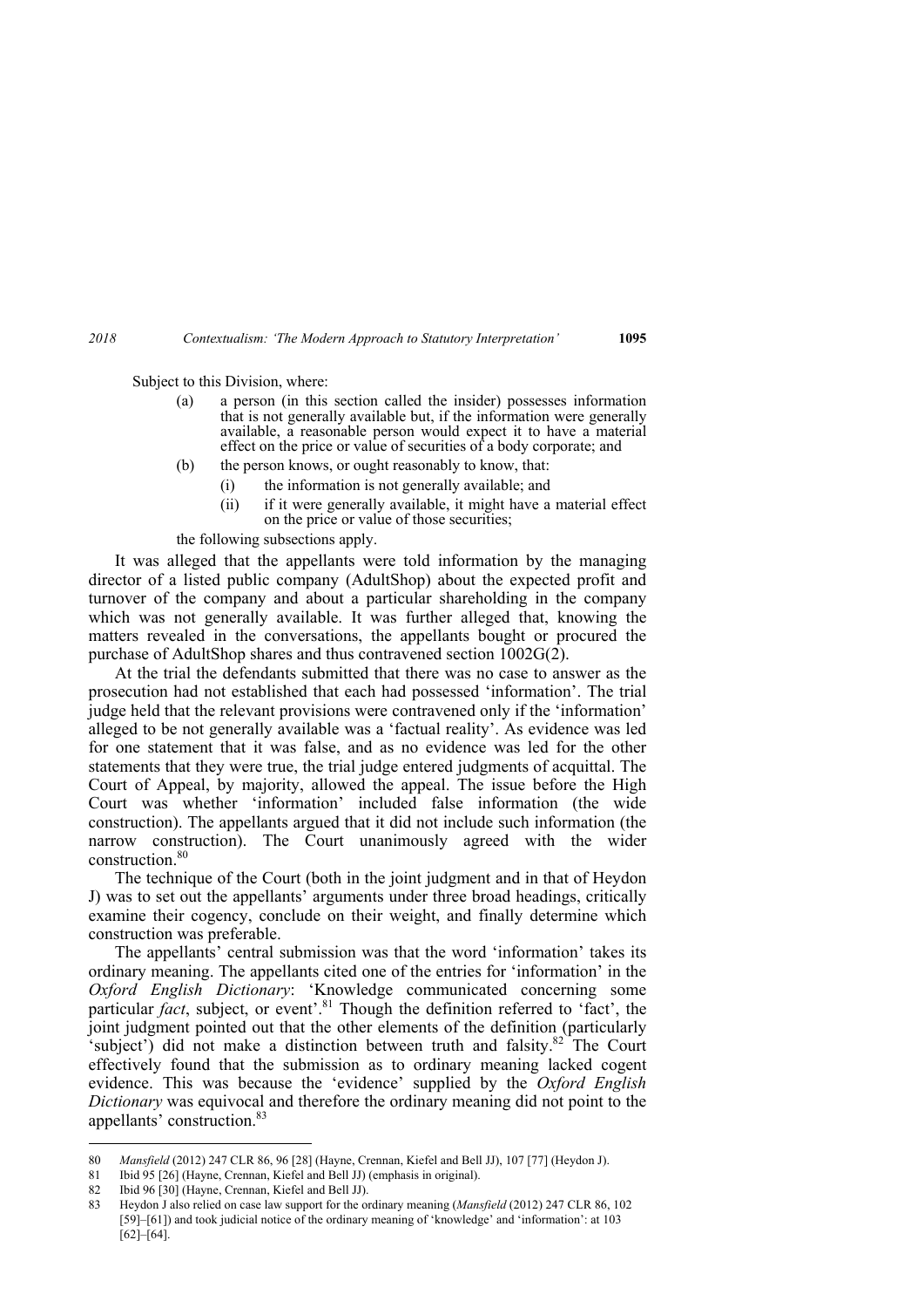Subject to this Division, where:

> (a) a person (in this section called the insider) possesses information that is not generally available but, if the information were generally available, a reasonable person would expect it to have a material effect on the price or value of securities of a body corporate; and
>
> (b) the person knows, or ought reasonably to know, that:
>
> (i) the information is not generally available; and
>
> (ii) if it were generally available, it might have a material effect on the price or value of those securities;

the following subsections apply.

It was alleged that the appellants were told information by the managing director of a listed public company (AdultShop) about the expected profit and turnover of the company and about a particular shareholding in the company which was not generally available. It was further alleged that, knowing the matters revealed in the conversations, the appellants bought or procured the purchase of AdultShop shares and thus contravened section 1002G(2).

At the trial the defendants submitted that there was no case to answer as the prosecution had not established that each had possessed 'information'. The trial judge held that the relevant provisions were contravened only if the 'information' alleged to be not generally available was a 'factual reality'. As evidence was led for one statement that it was false, and as no evidence was led for the other statements that they were true, the trial judge entered judgments of acquittal. The Court of Appeal, by majority, allowed the appeal. The issue before the High Court was whether 'information' included false information (the wide construction). The appellants argued that it did not include such information (the narrow construction). The Court unanimously agreed with the wider construction.[80]

The technique of the Court (both in the joint judgment and in that of Heydon J) was to set out the appellants' arguments under three broad headings, critically examine their cogency, conclude on their weight, and finally determine which construction was preferable.

The appellants' central submission was that the word 'information' takes its ordinary meaning. The appellants cited one of the entries for 'information' in the *Oxford English Dictionary*: 'Knowledge communicated concerning some particular *fact*, subject, or event'.[81] Though the definition referred to 'fact', the joint judgment pointed out that the other elements of the definition (particularly 'subject') did not make a distinction between truth and falsity.[82] The Court effectively found that the submission as to ordinary meaning lacked cogent evidence. This was because the 'evidence' supplied by the *Oxford English Dictionary* was equivocal and therefore the ordinary meaning did not point to the appellants' construction.[83]

---

80 *Mansfield* (2012) 247 CLR 86, 96 [28] (Hayne, Crennan, Kiefel and Bell JJ), 107 [77] (Heydon J).

81 Ibid 95 [26] (Hayne, Crennan, Kiefel and Bell JJ) (emphasis in original).

82 Ibid 96 [30] (Hayne, Crennan, Kiefel and Bell JJ).

83 Heydon J also relied on case law support for the ordinary meaning (*Mansfield* (2012) 247 CLR 86, 102 [59]–[61]) and took judicial notice of the ordinary meaning of 'knowledge' and 'information': at 103 [62]–[64].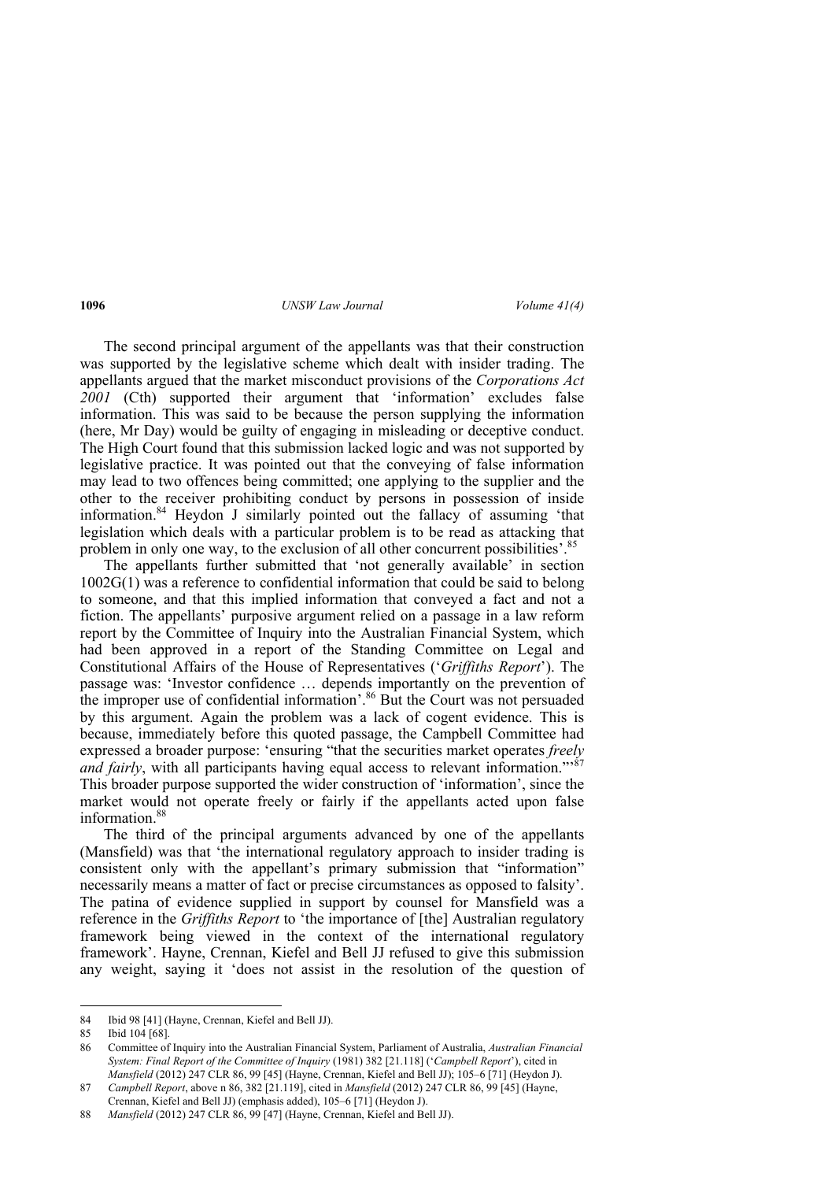The second principal argument of the appellants was that their construction was supported by the legislative scheme which dealt with insider trading. The appellants argued that the market misconduct provisions of the *Corporations Act 2001* (Cth) supported their argument that 'information' excludes false information. This was said to be because the person supplying the information (here, Mr Day) would be guilty of engaging in misleading or deceptive conduct. The High Court found that this submission lacked logic and was not supported by legislative practice. It was pointed out that the conveying of false information may lead to two offences being committed; one applying to the supplier and the other to the receiver prohibiting conduct by persons in possession of inside information.[84] Heydon J similarly pointed out the fallacy of assuming 'that legislation which deals with a particular problem is to be read as attacking that problem in only one way, to the exclusion of all other concurrent possibilities'.[85]

The appellants further submitted that 'not generally available' in section 1002G(1) was a reference to confidential information that could be said to belong to someone, and that this implied information that conveyed a fact and not a fiction. The appellants' purposive argument relied on a passage in a law reform report by the Committee of Inquiry into the Australian Financial System, which had been approved in a report of the Standing Committee on Legal and Constitutional Affairs of the House of Representatives ('*Griffiths Report*'). The passage was: 'Investor confidence … depends importantly on the prevention of the improper use of confidential information'.[86] But the Court was not persuaded by this argument. Again the problem was a lack of cogent evidence. This is because, immediately before this quoted passage, the Campbell Committee had expressed a broader purpose: 'ensuring "that the securities market operates *freely and fairly*, with all participants having equal access to relevant information."'[87] This broader purpose supported the wider construction of 'information', since the market would not operate freely or fairly if the appellants acted upon false information.[88]

The third of the principal arguments advanced by one of the appellants (Mansfield) was that 'the international regulatory approach to insider trading is consistent only with the appellant's primary submission that "information" necessarily means a matter of fact or precise circumstances as opposed to falsity'. The patina of evidence supplied in support by counsel for Mansfield was a reference in the *Griffiths Report* to 'the importance of [the] Australian regulatory framework being viewed in the context of the international regulatory framework'. Hayne, Crennan, Kiefel and Bell JJ refused to give this submission any weight, saying it 'does not assist in the resolution of the question of

---

84 Ibid 98 [41] (Hayne, Crennan, Kiefel and Bell JJ).

85 Ibid 104 [68].

86 Committee of Inquiry into the Australian Financial System, Parliament of Australia, *Australian Financial System: Final Report of the Committee of Inquiry* (1981) 382 [21.118] ('*Campbell Report*'), cited in *Mansfield* (2012) 247 CLR 86, 99 [45] (Hayne, Crennan, Kiefel and Bell JJ); 105–6 [71] (Heydon J).

87 *Campbell Report*, above n 86, 382 [21.119], cited in *Mansfield* (2012) 247 CLR 86, 99 [45] (Hayne, Crennan, Kiefel and Bell JJ) (emphasis added), 105–6 [71] (Heydon J).

88 *Mansfield* (2012) 247 CLR 86, 99 [47] (Hayne, Crennan, Kiefel and Bell JJ).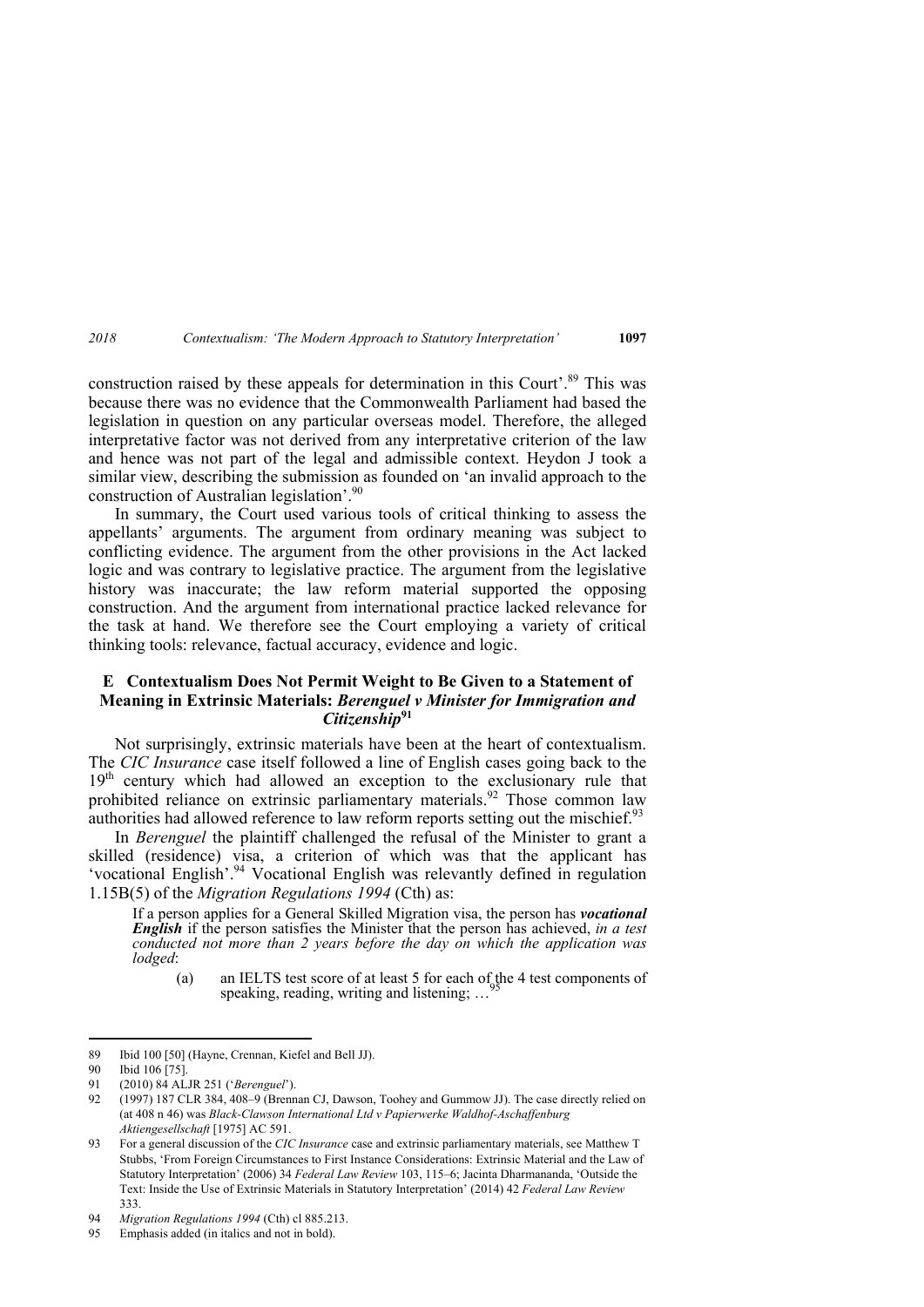construction raised by these appeals for determination in this Court'.[89] This was because there was no evidence that the Commonwealth Parliament had based the legislation in question on any particular overseas model. Therefore, the alleged interpretative factor was not derived from any interpretative criterion of the law and hence was not part of the legal and admissible context. Heydon J took a similar view, describing the submission as founded on 'an invalid approach to the construction of Australian legislation'.[90]

In summary, the Court used various tools of critical thinking to assess the appellants' arguments. The argument from ordinary meaning was subject to conflicting evidence. The argument from the other provisions in the Act lacked logic and was contrary to legislative practice. The argument from the legislative history was inaccurate; the law reform material supported the opposing construction. And the argument from international practice lacked relevance for the task at hand. We therefore see the Court employing a variety of critical thinking tools: relevance, factual accuracy, evidence and logic.

### E Contextualism Does Not Permit Weight to Be Given to a Statement of Meaning in Extrinsic Materials: *Berenguel v Minister for Immigration and Citizenship*[91]

Not surprisingly, extrinsic materials have been at the heart of contextualism. The *CIC Insurance* case itself followed a line of English cases going back to the 19th century which had allowed an exception to the exclusionary rule that prohibited reliance on extrinsic parliamentary materials.[92] Those common law authorities had allowed reference to law reform reports setting out the mischief.[93]

In *Berenguel* the plaintiff challenged the refusal of the Minister to grant a skilled (residence) visa, a criterion of which was that the applicant has 'vocational English'.[94] Vocational English was relevantly defined in regulation 1.15B(5) of the *Migration Regulations 1994* (Cth) as:

> If a person applies for a General Skilled Migration visa, the person has ***vocational English*** if the person satisfies the Minister that the person has achieved, *in a test conducted not more than 2 years before the day on which the application was lodged*:
>
> (a) an IELTS test score of at least 5 for each of the 4 test components of speaking, reading, writing and listening; …[95]

---

89 Ibid 100 [50] (Hayne, Crennan, Kiefel and Bell JJ).

90 Ibid 106 [75].

91 (2010) 84 ALJR 251 ('*Berenguel*').

92 (1997) 187 CLR 384, 408–9 (Brennan CJ, Dawson, Toohey and Gummow JJ). The case directly relied on (at 408 n 46) was *Black-Clawson International Ltd v Papierwerke Waldhof-Aschaffenburg Aktiengesellschaft* [1975] AC 591.

93 For a general discussion of the *CIC Insurance* case and extrinsic parliamentary materials, see Matthew T Stubbs, 'From Foreign Circumstances to First Instance Considerations: Extrinsic Material and the Law of Statutory Interpretation' (2006) 34 *Federal Law Review* 103, 115–6; Jacinta Dharmananda, 'Outside the Text: Inside the Use of Extrinsic Materials in Statutory Interpretation' (2014) 42 *Federal Law Review* 333.

94 *Migration Regulations 1994* (Cth) cl 885.213.

95 Emphasis added (in italics and not in bold).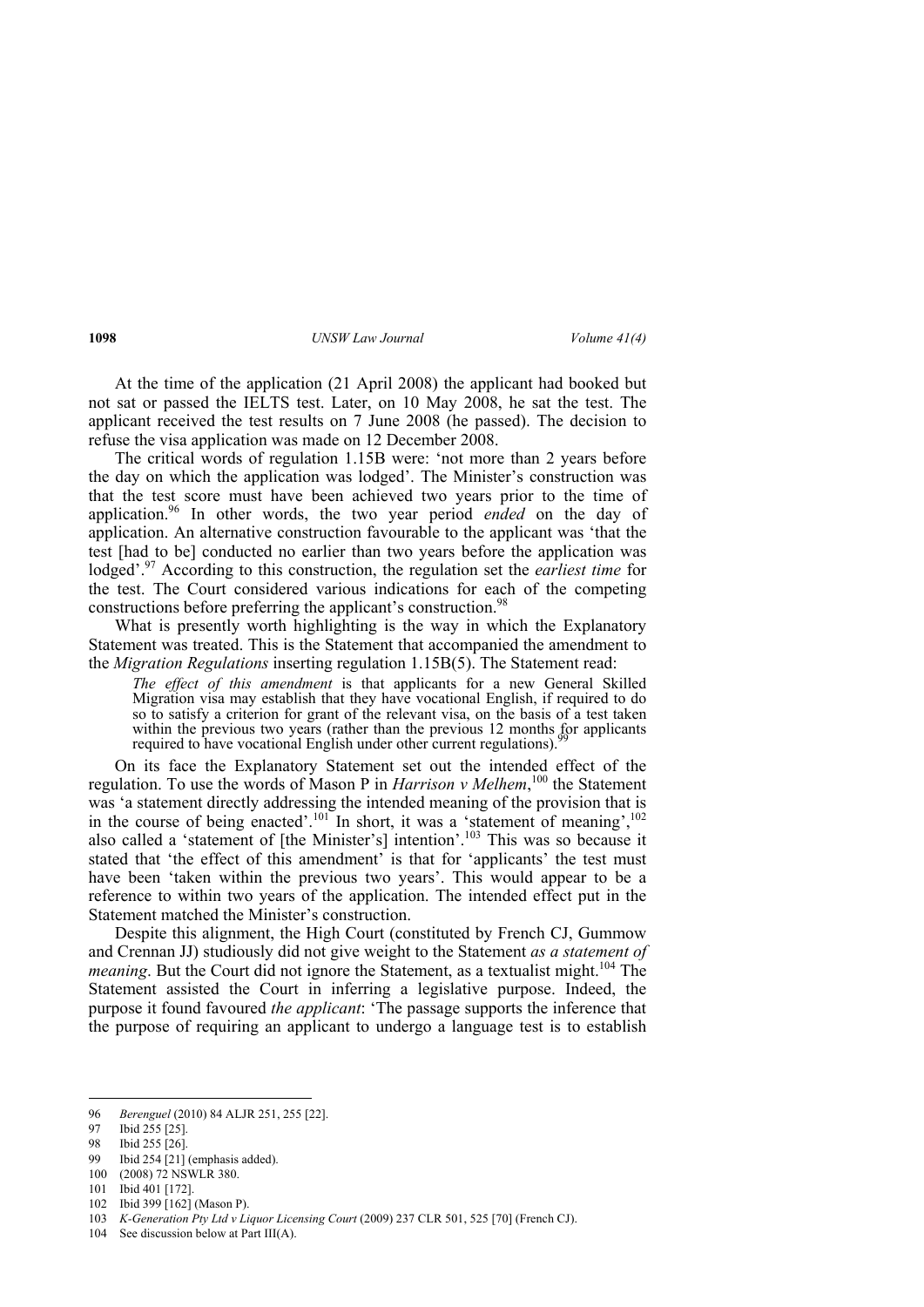At the time of the application (21 April 2008) the applicant had booked but not sat or passed the IELTS test. Later, on 10 May 2008, he sat the test. The applicant received the test results on 7 June 2008 (he passed). The decision to refuse the visa application was made on 12 December 2008.

The critical words of regulation 1.15B were: 'not more than 2 years before the day on which the application was lodged'. The Minister's construction was that the test score must have been achieved two years prior to the time of application.[96] In other words, the two year period *ended* on the day of application. An alternative construction favourable to the applicant was 'that the test [had to be] conducted no earlier than two years before the application was lodged'.[97] According to this construction, the regulation set the *earliest time* for the test. The Court considered various indications for each of the competing constructions before preferring the applicant's construction.[98]

What is presently worth highlighting is the way in which the Explanatory Statement was treated. This is the Statement that accompanied the amendment to the *Migration Regulations* inserting regulation 1.15B(5). The Statement read:

> *The effect of this amendment* is that applicants for a new General Skilled Migration visa may establish that they have vocational English, if required to do so to satisfy a criterion for grant of the relevant visa, on the basis of a test taken within the previous two years (rather than the previous 12 months for applicants required to have vocational English under other current regulations).[99]

On its face the Explanatory Statement set out the intended effect of the regulation. To use the words of Mason P in *Harrison v Melhem*,[100] the Statement was 'a statement directly addressing the intended meaning of the provision that is in the course of being enacted'.[101] In short, it was a 'statement of meaning',[102] also called a 'statement of [the Minister's] intention'.[103] This was so because it stated that 'the effect of this amendment' is that for 'applicants' the test must have been 'taken within the previous two years'. This would appear to be a reference to within two years of the application. The intended effect put in the Statement matched the Minister's construction.

Despite this alignment, the High Court (constituted by French CJ, Gummow and Crennan JJ) studiously did not give weight to the Statement *as a statement of meaning*. But the Court did not ignore the Statement, as a textualist might.[104] The Statement assisted the Court in inferring a legislative purpose. Indeed, the purpose it found favoured *the applicant*: 'The passage supports the inference that the purpose of requiring an applicant to undergo a language test is to establish

---

96 *Berenguel* (2010) 84 ALJR 251, 255 [22].

97 Ibid 255 [25].

98 Ibid 255 [26].

99 Ibid 254 [21] (emphasis added).

100 (2008) 72 NSWLR 380.

101 Ibid 401 [172].

102 Ibid 399 [162] (Mason P).

103 *K-Generation Pty Ltd v Liquor Licensing Court* (2009) 237 CLR 501, 525 [70] (French CJ).

104 See discussion below at Part III(A).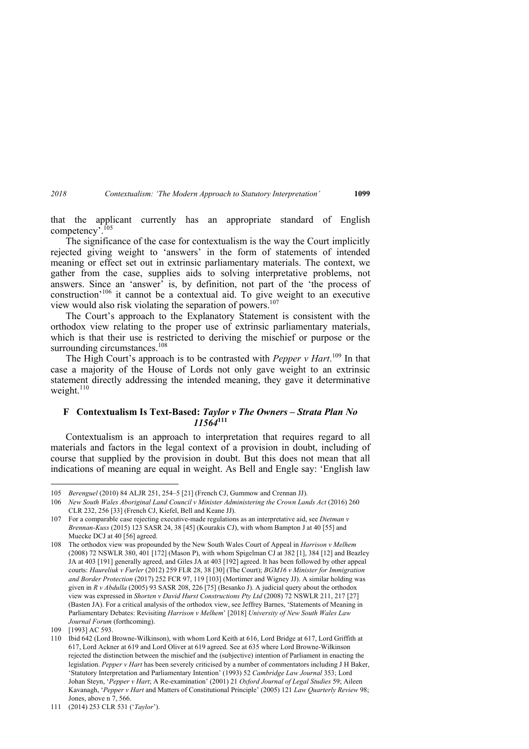that the applicant currently has an appropriate standard of English competency'.[105]

The significance of the case for contextualism is the way the Court implicitly rejected giving weight to 'answers' in the form of statements of intended meaning or effect set out in extrinsic parliamentary materials. The context, we gather from the case, supplies aids to solving interpretative problems, not answers. Since an 'answer' is, by definition, not part of the 'the process of construction'[106] it cannot be a contextual aid. To give weight to an executive view would also risk violating the separation of powers.[107]

The Court's approach to the Explanatory Statement is consistent with the orthodox view relating to the proper use of extrinsic parliamentary materials, which is that their use is restricted to deriving the mischief or purpose or the surrounding circumstances.[108]

The High Court's approach is to be contrasted with *Pepper v Hart*.[109] In that case a majority of the House of Lords not only gave weight to an extrinsic statement directly addressing the intended meaning, they gave it determinative weight.[110]

## F Contextualism Is Text-Based: *Taylor v The Owners – Strata Plan No 11564*[111]

Contextualism is an approach to interpretation that requires regard to all materials and factors in the legal context of a provision in doubt, including of course that supplied by the provision in doubt. But this does not mean that all indications of meaning are equal in weight. As Bell and Engle say: 'English law

---

105 *Berenguel* (2010) 84 ALJR 251, 254–5 [21] (French CJ, Gummow and Crennan JJ).

106 *New South Wales Aboriginal Land Council v Minister Administering the Crown Lands Act* (2016) 260 CLR 232, 256 [33] (French CJ, Kiefel, Bell and Keane JJ).

107 For a comparable case rejecting executive-made regulations as an interpretative aid, see *Dietman v Brennan-Kuss* (2015) 123 SASR 24, 38 [45] (Kourakis CJ), with whom Bampton J at 40 [55] and Muecke DCJ at 40 [56] agreed.

108 The orthodox view was propounded by the New South Wales Court of Appeal in *Harrison v Melhem* (2008) 72 NSWLR 380, 401 [172] (Mason P), with whom Spigelman CJ at 382 [1], 384 [12] and Beazley JA at 403 [191] generally agreed, and Giles JA at 403 [192] agreed. It has been followed by other appeal courts: *Haureliuk v Furler* (2012) 259 FLR 28, 38 [30] (The Court); *BGM16 v Minister for Immigration and Border Protection* (2017) 252 FCR 97, 119 [103] (Mortimer and Wigney JJ). A similar holding was given in *R v Abdulla* (2005) 93 SASR 208, 226 [75] (Besanko J). A judicial query about the orthodox view was expressed in *Shorten v David Hurst Constructions Pty Ltd* (2008) 72 NSWLR 211, 217 [27] (Basten JA). For a critical analysis of the orthodox view, see Jeffrey Barnes, 'Statements of Meaning in Parliamentary Debates: Revisiting *Harrison v Melhem*' [2018] *University of New South Wales Law Journal Forum* (forthcoming).

109 [1993] AC 593.

110 Ibid 642 (Lord Browne-Wilkinson), with whom Lord Keith at 616, Lord Bridge at 617, Lord Griffith at 617, Lord Ackner at 619 and Lord Oliver at 619 agreed. See at 635 where Lord Browne-Wilkinson rejected the distinction between the mischief and the (subjective) intention of Parliament in enacting the legislation. *Pepper v Hart* has been severely criticised by a number of commentators including J H Baker, 'Statutory Interpretation and Parliamentary Intention' (1993) 52 *Cambridge Law Journal* 353; Lord Johan Steyn, '*Pepper v Hart*; A Re-examination' (2001) 21 *Oxford Journal of Legal Studies* 59; Aileen Kavanagh, '*Pepper v Hart* and Matters of Constitutional Principle' (2005) 121 *Law Quarterly Review* 98; Jones, above n 7, 566.

111 (2014) 253 CLR 531 ('*Taylor*').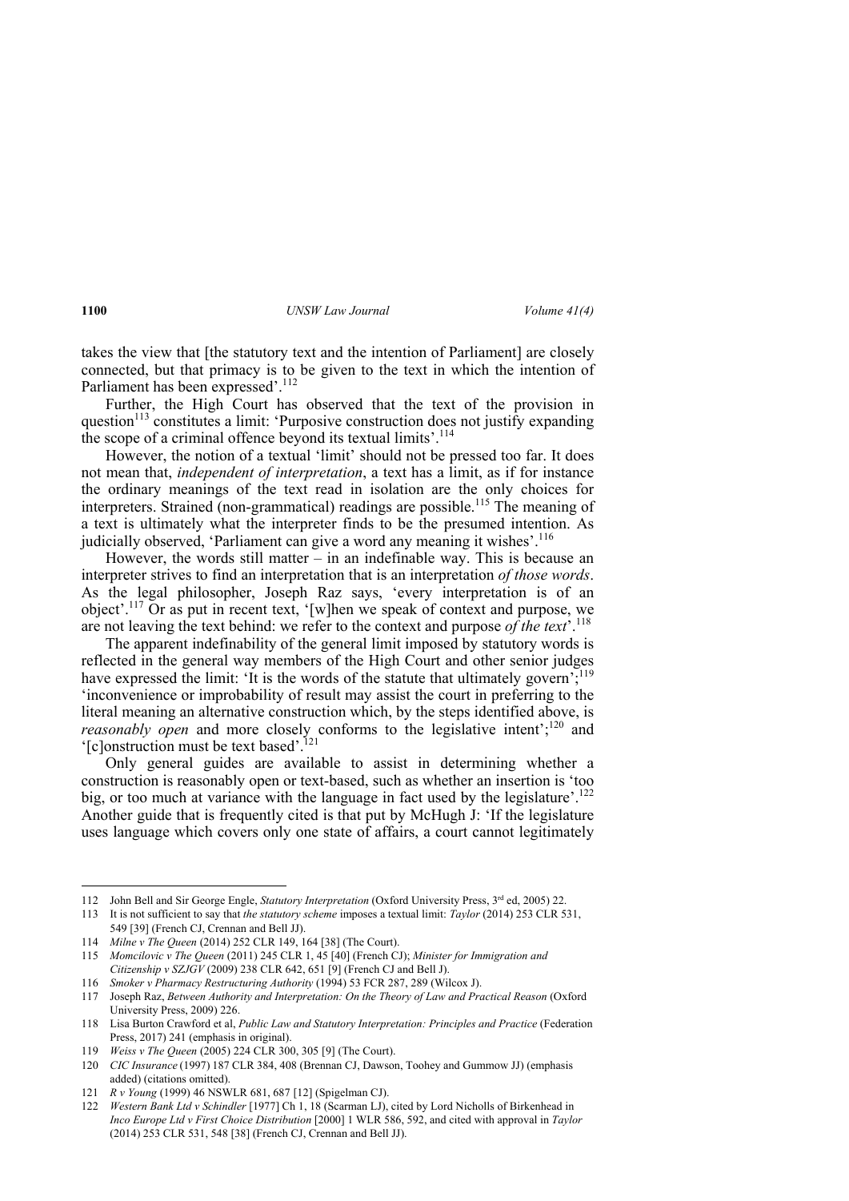takes the view that [the statutory text and the intention of Parliament] are closely connected, but that primacy is to be given to the text in which the intention of Parliament has been expressed'.[112]

Further, the High Court has observed that the text of the provision in question[113] constitutes a limit: 'Purposive construction does not justify expanding the scope of a criminal offence beyond its textual limits'.[114]

However, the notion of a textual 'limit' should not be pressed too far. It does not mean that, *independent of interpretation*, a text has a limit, as if for instance the ordinary meanings of the text read in isolation are the only choices for interpreters. Strained (non-grammatical) readings are possible.[115] The meaning of a text is ultimately what the interpreter finds to be the presumed intention. As judicially observed, 'Parliament can give a word any meaning it wishes'.[116]

However, the words still matter – in an indefinable way. This is because an interpreter strives to find an interpretation that is an interpretation *of those words*. As the legal philosopher, Joseph Raz, says, 'every interpretation is of an object'.[117] Or as put in recent text, '[w]hen we speak of context and purpose, we are not leaving the text behind: we refer to the context and purpose *of the text*'.[118]

The apparent indefinability of the general limit imposed by statutory words is reflected in the general way members of the High Court and other senior judges have expressed the limit: 'It is the words of the statute that ultimately govern';[119] 'inconvenience or improbability of result may assist the court in preferring to the literal meaning an alternative construction which, by the steps identified above, is *reasonably open* and more closely conforms to the legislative intent';[120] and '[c]onstruction must be text based'.[121]

Only general guides are available to assist in determining whether a construction is reasonably open or text-based, such as whether an insertion is 'too big, or too much at variance with the language in fact used by the legislature'.[122] Another guide that is frequently cited is that put by McHugh J: 'If the legislature uses language which covers only one state of affairs, a court cannot legitimately

---

112 John Bell and Sir George Engle, *Statutory Interpretation* (Oxford University Press, 3rd ed, 2005) 22.

113 It is not sufficient to say that *the statutory scheme* imposes a textual limit: *Taylor* (2014) 253 CLR 531, 549 [39] (French CJ, Crennan and Bell JJ).

114 *Milne v The Queen* (2014) 252 CLR 149, 164 [38] (The Court).

115 *Momcilovic v The Queen* (2011) 245 CLR 1, 45 [40] (French CJ); *Minister for Immigration and Citizenship v SZJGV* (2009) 238 CLR 642, 651 [9] (French CJ and Bell J).

116 *Smoker v Pharmacy Restructuring Authority* (1994) 53 FCR 287, 289 (Wilcox J).

117 Joseph Raz, *Between Authority and Interpretation: On the Theory of Law and Practical Reason* (Oxford University Press, 2009) 226.

118 Lisa Burton Crawford et al, *Public Law and Statutory Interpretation: Principles and Practice* (Federation Press, 2017) 241 (emphasis in original).

119 *Weiss v The Queen* (2005) 224 CLR 300, 305 [9] (The Court).

120 *CIC Insurance* (1997) 187 CLR 384, 408 (Brennan CJ, Dawson, Toohey and Gummow JJ) (emphasis added) (citations omitted).

121 *R v Young* (1999) 46 NSWLR 681, 687 [12] (Spigelman CJ).

122 *Western Bank Ltd v Schindler* [1977] Ch 1, 18 (Scarman LJ), cited by Lord Nicholls of Birkenhead in *Inco Europe Ltd v First Choice Distribution* [2000] 1 WLR 586, 592, and cited with approval in *Taylor* (2014) 253 CLR 531, 548 [38] (French CJ, Crennan and Bell JJ).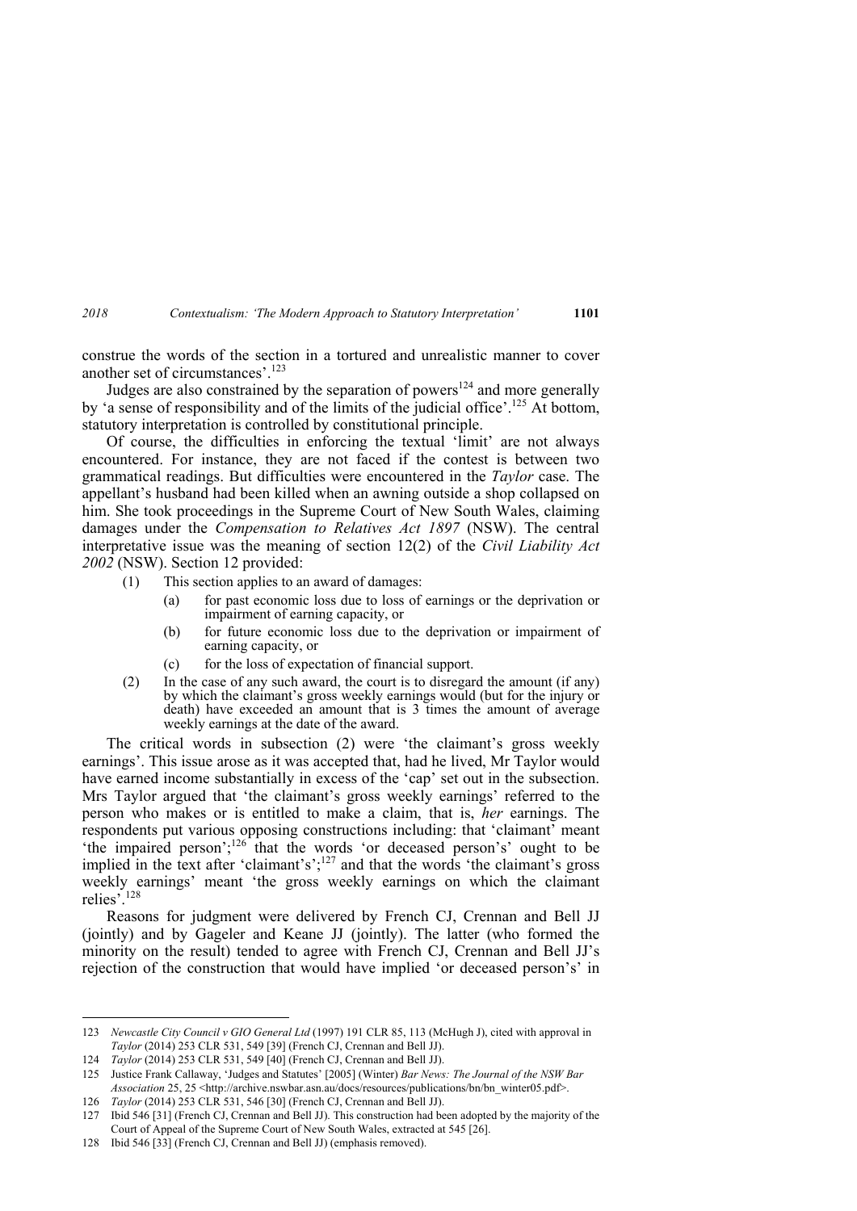construe the words of the section in a tortured and unrealistic manner to cover another set of circumstances'.[123]

Judges are also constrained by the separation of powers[124] and more generally by 'a sense of responsibility and of the limits of the judicial office'.[125] At bottom, statutory interpretation is controlled by constitutional principle.

Of course, the difficulties in enforcing the textual 'limit' are not always encountered. For instance, they are not faced if the contest is between two grammatical readings. But difficulties were encountered in the *Taylor* case. The appellant's husband had been killed when an awning outside a shop collapsed on him. She took proceedings in the Supreme Court of New South Wales, claiming damages under the *Compensation to Relatives Act 1897* (NSW). The central interpretative issue was the meaning of section 12(2) of the *Civil Liability Act 2002* (NSW). Section 12 provided:

> (1) This section applies to an award of damages:
>
> (a) for past economic loss due to loss of earnings or the deprivation or impairment of earning capacity, or
>
> (b) for future economic loss due to the deprivation or impairment of earning capacity, or
>
> (c) for the loss of expectation of financial support.
>
> (2) In the case of any such award, the court is to disregard the amount (if any) by which the claimant's gross weekly earnings would (but for the injury or death) have exceeded an amount that is 3 times the amount of average weekly earnings at the date of the award.

The critical words in subsection (2) were 'the claimant's gross weekly earnings'. This issue arose as it was accepted that, had he lived, Mr Taylor would have earned income substantially in excess of the 'cap' set out in the subsection. Mrs Taylor argued that 'the claimant's gross weekly earnings' referred to the person who makes or is entitled to make a claim, that is, *her* earnings. The respondents put various opposing constructions including: that 'claimant' meant 'the impaired person';[126] that the words 'or deceased person's' ought to be implied in the text after 'claimant's';[127] and that the words 'the claimant's gross weekly earnings' meant 'the gross weekly earnings on which the claimant relies'.[128]

Reasons for judgment were delivered by French CJ, Crennan and Bell JJ (jointly) and by Gageler and Keane JJ (jointly). The latter (who formed the minority on the result) tended to agree with French CJ, Crennan and Bell JJ's rejection of the construction that would have implied 'or deceased person's' in

---

123 *Newcastle City Council v GIO General Ltd* (1997) 191 CLR 85, 113 (McHugh J), cited with approval in *Taylor* (2014) 253 CLR 531, 549 [39] (French CJ, Crennan and Bell JJ).

124 *Taylor* (2014) 253 CLR 531, 549 [40] (French CJ, Crennan and Bell JJ).

125 Justice Frank Callaway, 'Judges and Statutes' [2005] (Winter) *Bar News: The Journal of the NSW Bar Association* 25, 25 <http://archive.nswbar.asn.au/docs/resources/publications/bn/bn_winter05.pdf>.

126 *Taylor* (2014) 253 CLR 531, 546 [30] (French CJ, Crennan and Bell JJ).

127 Ibid 546 [31] (French CJ, Crennan and Bell JJ). This construction had been adopted by the majority of the Court of Appeal of the Supreme Court of New South Wales, extracted at 545 [26].

128 Ibid 546 [33] (French CJ, Crennan and Bell JJ) (emphasis removed).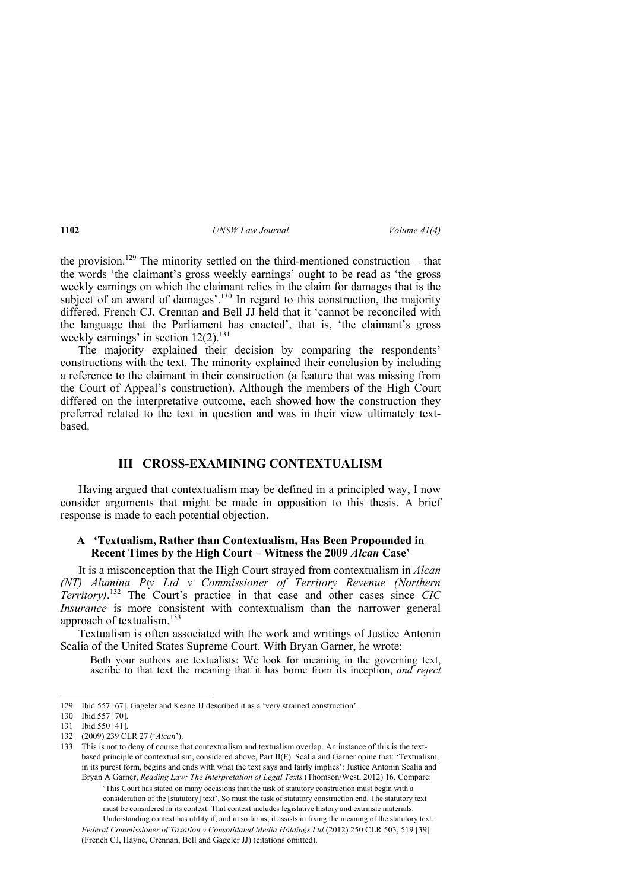the provision.[129] The minority settled on the third-mentioned construction – that the words 'the claimant's gross weekly earnings' ought to be read as 'the gross weekly earnings on which the claimant relies in the claim for damages that is the subject of an award of damages'.[130] In regard to this construction, the majority differed. French CJ, Crennan and Bell JJ held that it 'cannot be reconciled with the language that the Parliament has enacted', that is, 'the claimant's gross weekly earnings' in section 12(2).[131]

The majority explained their decision by comparing the respondents' constructions with the text. The minority explained their conclusion by including a reference to the claimant in their construction (a feature that was missing from the Court of Appeal's construction). Although the members of the High Court differed on the interpretative outcome, each showed how the construction they preferred related to the text in question and was in their view ultimately text-based.

## III CROSS-EXAMINING CONTEXTUALISM

Having argued that contextualism may be defined in a principled way, I now consider arguments that might be made in opposition to this thesis. A brief response is made to each potential objection.

### A 'Textualism, Rather than Contextualism, Has Been Propounded in Recent Times by the High Court – Witness the 2009 *Alcan* Case'

It is a misconception that the High Court strayed from contextualism in *Alcan (NT) Alumina Pty Ltd v Commissioner of Territory Revenue (Northern Territory)*.[132] The Court's practice in that case and other cases since *CIC Insurance* is more consistent with contextualism than the narrower general approach of textualism.[133]

Textualism is often associated with the work and writings of Justice Antonin Scalia of the United States Supreme Court. With Bryan Garner, he wrote:

> Both your authors are textualists: We look for meaning in the governing text, ascribe to that text the meaning that it has borne from its inception, *and reject*

---

129 Ibid 557 [67]. Gageler and Keane JJ described it as a 'very strained construction'.

130 Ibid 557 [70].

131 Ibid 550 [41].

132 (2009) 239 CLR 27 ('*Alcan*').

133 This is not to deny of course that contextualism and textualism overlap. An instance of this is the text-based principle of contextualism, considered above, Part II(F). Scalia and Garner opine that: 'Textualism, in its purest form, begins and ends with what the text says and fairly implies': Justice Antonin Scalia and Bryan A Garner, *Reading Law: The Interpretation of Legal Texts* (Thomson/West, 2012) 16. Compare:

> 'This Court has stated on many occasions that the task of statutory construction must begin with a consideration of the [statutory] text'. So must the task of statutory construction end. The statutory text must be considered in its context. That context includes legislative history and extrinsic materials. Understanding context has utility if, and in so far as, it assists in fixing the meaning of the statutory text.

*Federal Commissioner of Taxation v Consolidated Media Holdings Ltd* (2012) 250 CLR 503, 519 [39] (French CJ, Hayne, Crennan, Bell and Gageler JJ) (citations omitted).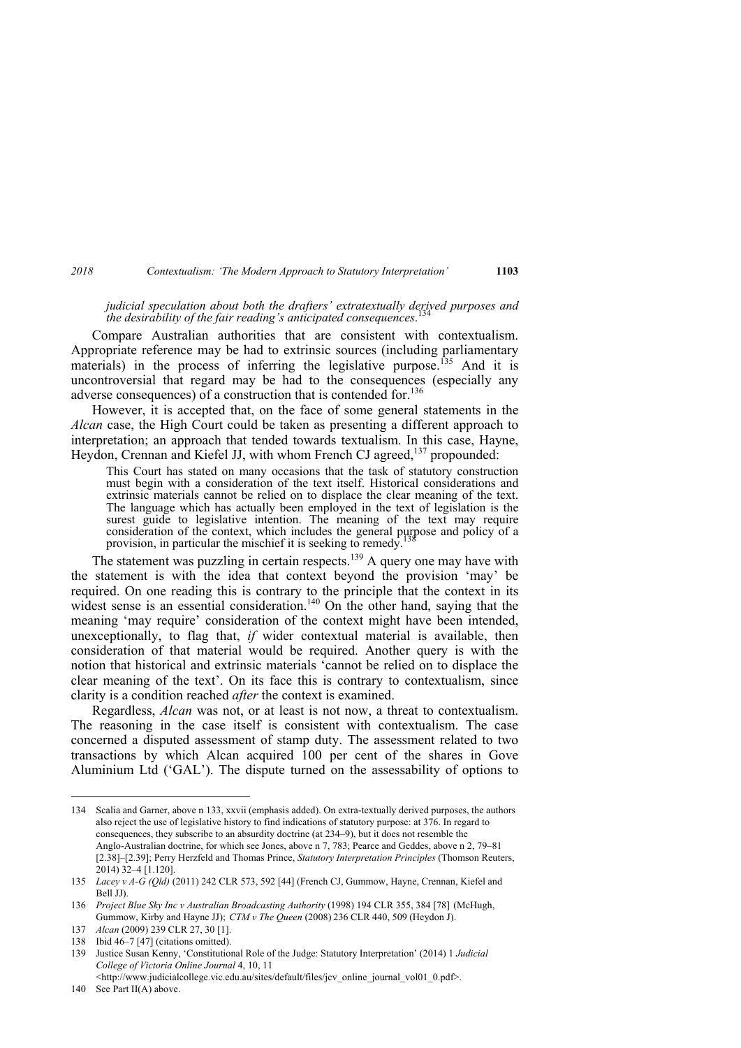*judicial speculation about both the drafters' extratextually derived purposes and the desirability of the fair reading's anticipated consequences*.[134]

Compare Australian authorities that are consistent with contextualism. Appropriate reference may be had to extrinsic sources (including parliamentary materials) in the process of inferring the legislative purpose.[135] And it is uncontroversial that regard may be had to the consequences (especially any adverse consequences) of a construction that is contended for.[136]

However, it is accepted that, on the face of some general statements in the *Alcan* case, the High Court could be taken as presenting a different approach to interpretation; an approach that tended towards textualism. In this case, Hayne, Heydon, Crennan and Kiefel JJ, with whom French CJ agreed,[137] propounded:

> This Court has stated on many occasions that the task of statutory construction must begin with a consideration of the text itself. Historical considerations and extrinsic materials cannot be relied on to displace the clear meaning of the text. The language which has actually been employed in the text of legislation is the surest guide to legislative intention. The meaning of the text may require consideration of the context, which includes the general purpose and policy of a provision, in particular the mischief it is seeking to remedy.[138]

The statement was puzzling in certain respects.[139] A query one may have with the statement is with the idea that context beyond the provision 'may' be required. On one reading this is contrary to the principle that the context in its widest sense is an essential consideration.[140] On the other hand, saying that the meaning 'may require' consideration of the context might have been intended, unexceptionally, to flag that, *if* wider contextual material is available, then consideration of that material would be required. Another query is with the notion that historical and extrinsic materials 'cannot be relied on to displace the clear meaning of the text'. On its face this is contrary to contextualism, since clarity is a condition reached *after* the context is examined.

Regardless, *Alcan* was not, or at least is not now, a threat to contextualism. The reasoning in the case itself is consistent with contextualism. The case concerned a disputed assessment of stamp duty. The assessment related to two transactions by which Alcan acquired 100 per cent of the shares in Gove Aluminium Ltd ('GAL'). The dispute turned on the assessability of options to

---

134 Scalia and Garner, above n 133, xxvii (emphasis added). On extra-textually derived purposes, the authors also reject the use of legislative history to find indications of statutory purpose: at 376. In regard to consequences, they subscribe to an absurdity doctrine (at 234–9), but it does not resemble the Anglo-Australian doctrine, for which see Jones, above n 7, 783; Pearce and Geddes, above n 2, 79–81 [2.38]–[2.39]; Perry Herzfeld and Thomas Prince, *Statutory Interpretation Principles* (Thomson Reuters, 2014) 32–4 [1.120].

135 *Lacey v A-G (Qld)* (2011) 242 CLR 573, 592 [44] (French CJ, Gummow, Hayne, Crennan, Kiefel and Bell JJ).

136 *Project Blue Sky Inc v Australian Broadcasting Authority* (1998) 194 CLR 355, 384 [78] (McHugh, Gummow, Kirby and Hayne JJ); *CTM v The Queen* (2008) 236 CLR 440, 509 (Heydon J).

137 *Alcan* (2009) 239 CLR 27, 30 [1].

138 Ibid 46–7 [47] (citations omitted).

139 Justice Susan Kenny, 'Constitutional Role of the Judge: Statutory Interpretation' (2014) 1 *Judicial College of Victoria Online Journal* 4, 10, 11 <http://www.judicialcollege.vic.edu.au/sites/default/files/jcv_online_journal_vol01_0.pdf>.

140 See Part II(A) above.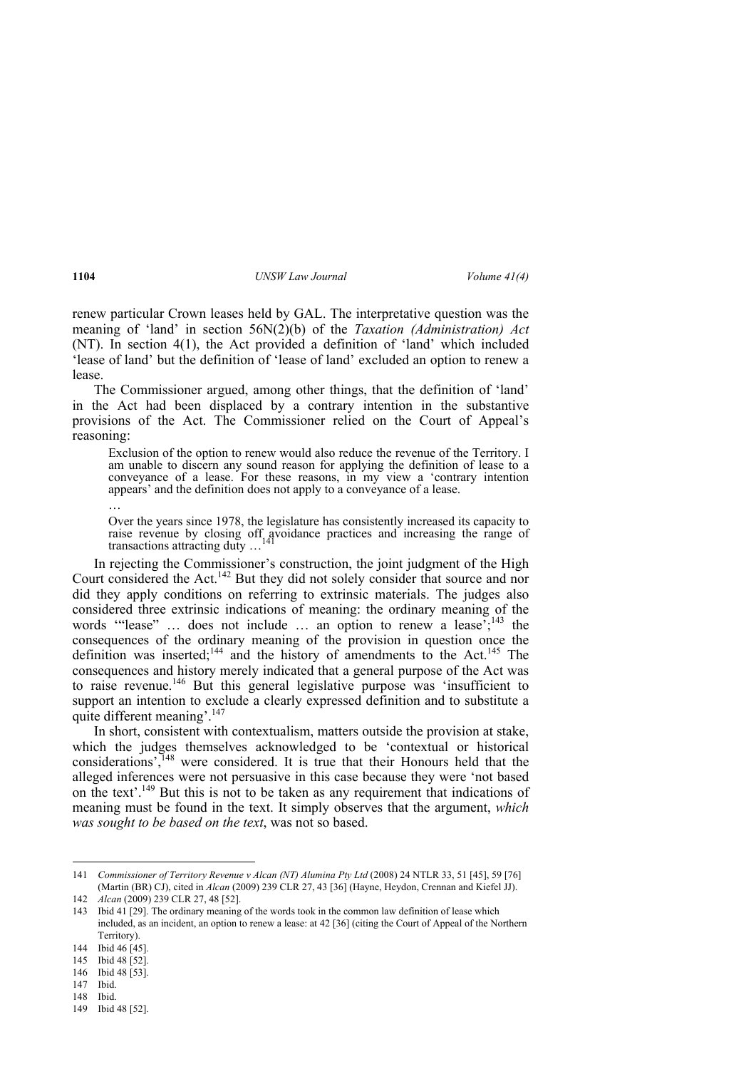renew particular Crown leases held by GAL. The interpretative question was the meaning of 'land' in section 56N(2)(b) of the *Taxation (Administration) Act* (NT). In section 4(1), the Act provided a definition of 'land' which included 'lease of land' but the definition of 'lease of land' excluded an option to renew a lease.

The Commissioner argued, among other things, that the definition of 'land' in the Act had been displaced by a contrary intention in the substantive provisions of the Act. The Commissioner relied on the Court of Appeal's reasoning:

> Exclusion of the option to renew would also reduce the revenue of the Territory. I am unable to discern any sound reason for applying the definition of lease to a conveyance of a lease. For these reasons, in my view a 'contrary intention appears' and the definition does not apply to a conveyance of a lease.
>
> …
>
> Over the years since 1978, the legislature has consistently increased its capacity to raise revenue by closing off avoidance practices and increasing the range of transactions attracting duty …[141]

In rejecting the Commissioner's construction, the joint judgment of the High Court considered the Act.[142] But they did not solely consider that source and nor did they apply conditions on referring to extrinsic materials. The judges also considered three extrinsic indications of meaning: the ordinary meaning of the words '"lease" … does not include … an option to renew a lease';[143] the consequences of the ordinary meaning of the provision in question once the definition was inserted;[144] and the history of amendments to the Act.[145] The consequences and history merely indicated that a general purpose of the Act was to raise revenue.[146] But this general legislative purpose was 'insufficient to support an intention to exclude a clearly expressed definition and to substitute a quite different meaning'.[147]

In short, consistent with contextualism, matters outside the provision at stake, which the judges themselves acknowledged to be 'contextual or historical considerations',[148] were considered. It is true that their Honours held that the alleged inferences were not persuasive in this case because they were 'not based on the text'.[149] But this is not to be taken as any requirement that indications of meaning must be found in the text. It simply observes that the argument, *which was sought to be based on the text*, was not so based.

---

141 *Commissioner of Territory Revenue v Alcan (NT) Alumina Pty Ltd* (2008) 24 NTLR 33, 51 [45], 59 [76] (Martin (BR) CJ), cited in *Alcan* (2009) 239 CLR 27, 43 [36] (Hayne, Heydon, Crennan and Kiefel JJ).

142 *Alcan* (2009) 239 CLR 27, 48 [52].

143 Ibid 41 [29]. The ordinary meaning of the words took in the common law definition of lease which included, as an incident, an option to renew a lease: at 42 [36] (citing the Court of Appeal of the Northern Territory).

144 Ibid 46 [45].

145 Ibid 48 [52].

146 Ibid 48 [53].

147 Ibid.

148 Ibid.

149 Ibid 48 [52].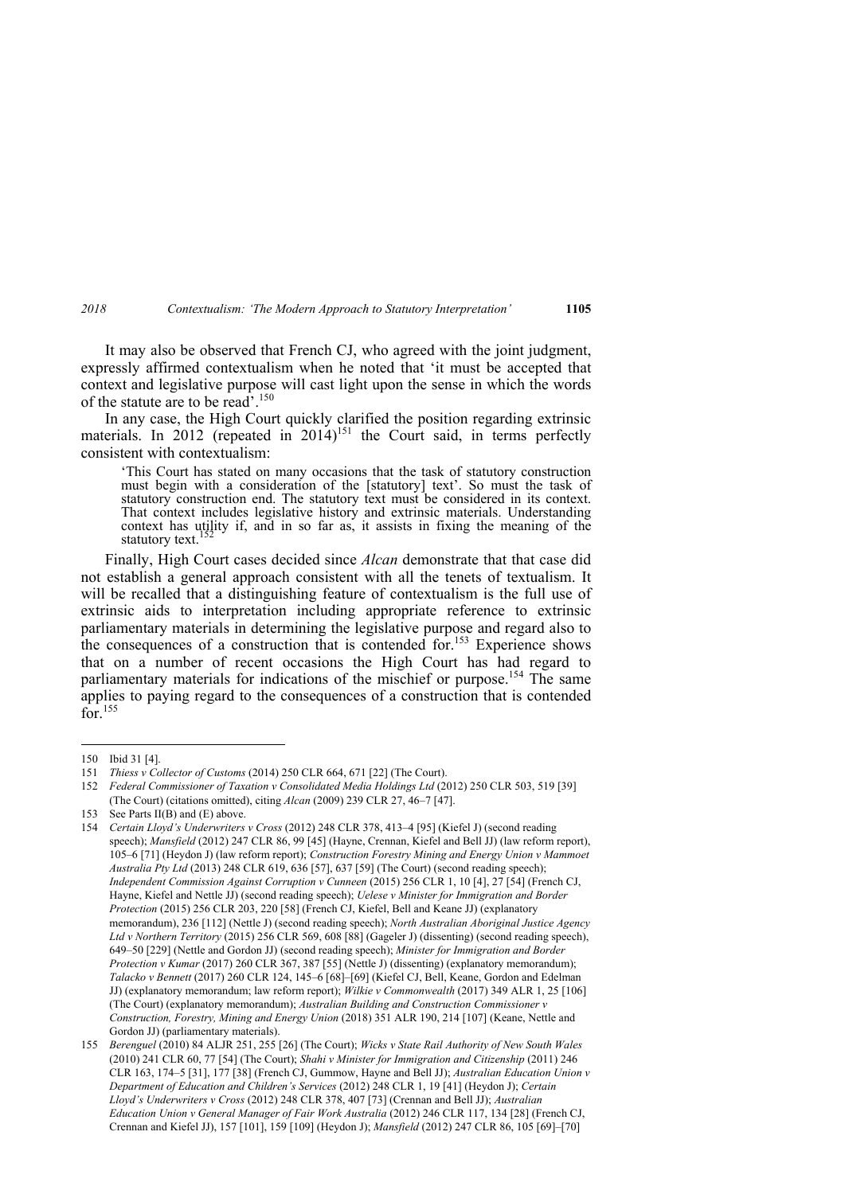It may also be observed that French CJ, who agreed with the joint judgment, expressly affirmed contextualism when he noted that 'it must be accepted that context and legislative purpose will cast light upon the sense in which the words of the statute are to be read'.[150]

In any case, the High Court quickly clarified the position regarding extrinsic materials. In 2012 (repeated in 2014)[151] the Court said, in terms perfectly consistent with contextualism:

> 'This Court has stated on many occasions that the task of statutory construction must begin with a consideration of the [statutory] text'. So must the task of statutory construction end. The statutory text must be considered in its context. That context includes legislative history and extrinsic materials. Understanding context has utility if, and in so far as, it assists in fixing the meaning of the statutory text.[152]

Finally, High Court cases decided since *Alcan* demonstrate that that case did not establish a general approach consistent with all the tenets of textualism. It will be recalled that a distinguishing feature of contextualism is the full use of extrinsic aids to interpretation including appropriate reference to extrinsic parliamentary materials in determining the legislative purpose and regard also to the consequences of a construction that is contended for.[153] Experience shows that on a number of recent occasions the High Court has had regard to parliamentary materials for indications of the mischief or purpose.[154] The same applies to paying regard to the consequences of a construction that is contended for.[155]

---

150 Ibid 31 [4].

151 *Thiess v Collector of Customs* (2014) 250 CLR 664, 671 [22] (The Court).

152 *Federal Commissioner of Taxation v Consolidated Media Holdings Ltd* (2012) 250 CLR 503, 519 [39] (The Court) (citations omitted), citing *Alcan* (2009) 239 CLR 27, 46–7 [47].

153 See Parts II(B) and (E) above.

154 *Certain Lloyd's Underwriters v Cross* (2012) 248 CLR 378, 413–4 [95] (Kiefel J) (second reading speech); *Mansfield* (2012) 247 CLR 86, 99 [45] (Hayne, Crennan, Kiefel and Bell JJ) (law reform report), 105–6 [71] (Heydon J) (law reform report); *Construction Forestry Mining and Energy Union v Mammoet Australia Pty Ltd* (2013) 248 CLR 619, 636 [57], 637 [59] (The Court) (second reading speech); *Independent Commission Against Corruption v Cunneen* (2015) 256 CLR 1, 10 [4], 27 [54] (French CJ, Hayne, Kiefel and Nettle JJ) (second reading speech); *Uelese v Minister for Immigration and Border Protection* (2015) 256 CLR 203, 220 [58] (French CJ, Kiefel, Bell and Keane JJ) (explanatory memorandum), 236 [112] (Nettle J) (second reading speech); *North Australian Aboriginal Justice Agency Ltd v Northern Territory* (2015) 256 CLR 569, 608 [88] (Gageler J) (dissenting) (second reading speech), 649–50 [229] (Nettle and Gordon JJ) (second reading speech); *Minister for Immigration and Border Protection v Kumar* (2017) 260 CLR 367, 387 [55] (Nettle J) (dissenting) (explanatory memorandum); *Talacko v Bennett* (2017) 260 CLR 124, 145–6 [68]–[69] (Kiefel CJ, Bell, Keane, Gordon and Edelman JJ) (explanatory memorandum; law reform report); *Wilkie v Commonwealth* (2017) 349 ALR 1, 25 [106] (The Court) (explanatory memorandum); *Australian Building and Construction Commissioner v Construction, Forestry, Mining and Energy Union* (2018) 351 ALR 190, 214 [107] (Keane, Nettle and Gordon JJ) (parliamentary materials).

155 *Berenguel* (2010) 84 ALJR 251, 255 [26] (The Court); *Wicks v State Rail Authority of New South Wales* (2010) 241 CLR 60, 77 [54] (The Court); *Shahi v Minister for Immigration and Citizenship* (2011) 246 CLR 163, 174–5 [31], 177 [38] (French CJ, Gummow, Hayne and Bell JJ); *Australian Education Union v Department of Education and Children's Services* (2012) 248 CLR 1, 19 [41] (Heydon J); *Certain Lloyd's Underwriters v Cross* (2012) 248 CLR 378, 407 [73] (Crennan and Bell JJ); *Australian Education Union v General Manager of Fair Work Australia* (2012) 246 CLR 117, 134 [28] (French CJ, Crennan and Kiefel JJ), 157 [101], 159 [109] (Heydon J); *Mansfield* (2012) 247 CLR 86, 105 [69]–[70]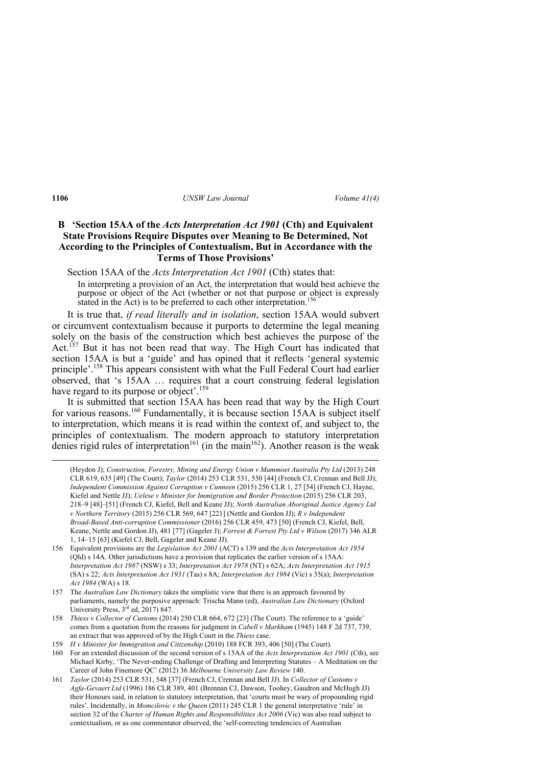### B 'Section 15AA of the *Acts Interpretation Act 1901* (Cth) and Equivalent State Provisions Require Disputes over Meaning to Be Determined, Not According to the Principles of Contextualism, But in Accordance with the Terms of Those Provisions'

Section 15AA of the *Acts Interpretation Act 1901* (Cth) states that:

> In interpreting a provision of an Act, the interpretation that would best achieve the purpose or object of the Act (whether or not that purpose or object is expressly stated in the Act) is to be preferred to each other interpretation.[156]

It is true that, *if read literally and in isolation*, section 15AA would subvert or circumvent contextualism because it purports to determine the legal meaning solely on the basis of the construction which best achieves the purpose of the Act.[157] But it has not been read that way. The High Court has indicated that section 15AA is but a 'guide' and has opined that it reflects 'general systemic principle'.[158] This appears consistent with what the Full Federal Court had earlier observed, that 's 15AA … requires that a court construing federal legislation have regard to its purpose or object'.[159]

It is submitted that section 15AA has been read that way by the High Court for various reasons.[160] Fundamentally, it is because section 15AA is subject itself to interpretation, which means it is read within the context of, and subject to, the principles of contextualism. The modern approach to statutory interpretation denies rigid rules of interpretation[161] (in the main[162]). Another reason is the weak

---

(Heydon J); *Construction, Forestry, Mining and Energy Union v Mammoet Australia Pty Ltd* (2013) 248 CLR 619, 635 [49] (The Court); *Taylor* (2014) 253 CLR 531, 550 [44] (French CJ, Crennan and Bell JJ); *Independent Commission Against Corruption v Cunneen* (2015) 256 CLR 1, 27 [54] (French CJ, Hayne, Kiefel and Nettle JJ); *Uelese v Minister for Immigration and Border Protection* (2015) 256 CLR 203, 218–9 [48]–[51] (French CJ, Kiefel, Bell and Keane JJ); *North Australian Aboriginal Justice Agency Ltd v Northern Territory* (2015) 256 CLR 569, 647 [221] (Nettle and Gordon JJ); *R v Independent Broad-Based Anti-corruption Commissioner* (2016) 256 CLR 459, 473 [50] (French CJ, Kiefel, Bell, Keane, Nettle and Gordon JJ), 481 [77] (Gageler J); *Forrest & Forrest Pty Ltd v Wilson* (2017) 346 ALR 1, 14–15 [63] (Kiefel CJ, Bell, Gageler and Keane JJ).

156 Equivalent provisions are the *Legislation Act 2001* (ACT) s 139 and the *Acts Interpretation Act 1954* (Qld) s 14A. Other jurisdictions have a provision that replicates the earlier version of s 15AA: *Interpretation Act 1987* (NSW) s 33; *Interpretation Act 1978* (NT) s 62A; *Acts Interpretation Act 1915* (SA) s 22; *Acts Interpretation Act 1931* (Tas) s 8A; *Interpretation Act 1984* (Vic) s 35(a); *Interpretation Act 1984* (WA) s 18.

157 The *Australian Law Dictionary* takes the simplistic view that there is an approach favoured by parliaments, namely the purposive approach: Trischa Mann (ed), *Australian Law Dictionary* (Oxford University Press, 3rd ed, 2017) 847.

158 *Thiess v Collector of Customs* (2014) 250 CLR 664, 672 [23] (The Court). The reference to a 'guide' comes from a quotation from the reasons for judgment in *Cabell v Markham* (1945) 148 F 2d 737, 739, an extract that was approved of by the High Court in the *Thiess* case.

159 *H v Minister for Immigration and Citizenship* (2010) 188 FCR 393, 406 [50] (The Court).

160 For an extended discussion of the second version of s 15AA of the *Acts Interpretation Act 1901* (Cth), see Michael Kirby, 'The Never-ending Challenge of Drafting and Interpreting Statutes – A Meditation on the Career of John Finemore QC' (2012) 36 *Melbourne University Law Review* 140.

161 *Taylor* (2014) 253 CLR 531, 548 [37] (French CJ, Crennan and Bell JJ). In *Collector of Customs v Agfa-Gevaert Ltd* (1996) 186 CLR 389, 401 (Brennan CJ, Dawson, Toohey, Gaudron and McHugh JJ) their Honours said, in relation to statutory interpretation, that 'courts must be wary of propounding rigid rules'. Incidentally, in *Momcilovic v the Queen* (2011) 245 CLR 1 the general interpretative 'rule' in section 32 of the *Charter of Human Rights and Responsibilities Act 2006* (Vic) was also read subject to contextualism, or as one commentator observed, the 'self-correcting tendencies of Australian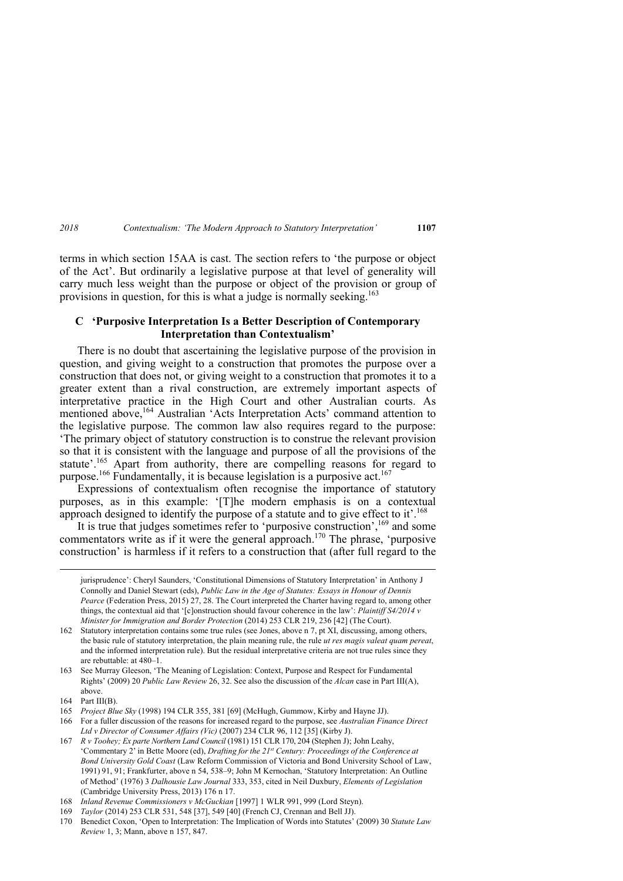terms in which section 15AA is cast. The section refers to 'the purpose or object of the Act'. But ordinarily a legislative purpose at that level of generality will carry much less weight than the purpose or object of the provision or group of provisions in question, for this is what a judge is normally seeking.[163]

### C 'Purposive Interpretation Is a Better Description of Contemporary Interpretation than Contextualism'

There is no doubt that ascertaining the legislative purpose of the provision in question, and giving weight to a construction that promotes the purpose over a construction that does not, or giving weight to a construction that promotes it to a greater extent than a rival construction, are extremely important aspects of interpretative practice in the High Court and other Australian courts. As mentioned above,[164] Australian 'Acts Interpretation Acts' command attention to the legislative purpose. The common law also requires regard to the purpose: 'The primary object of statutory construction is to construe the relevant provision so that it is consistent with the language and purpose of all the provisions of the statute'.[165] Apart from authority, there are compelling reasons for regard to purpose.[166] Fundamentally, it is because legislation is a purposive act.[167]

Expressions of contextualism often recognise the importance of statutory purposes, as in this example: '[T]he modern emphasis is on a contextual approach designed to identify the purpose of a statute and to give effect to it'.[168]

It is true that judges sometimes refer to 'purposive construction',[169] and some commentators write as if it were the general approach.[170] The phrase, 'purposive construction' is harmless if it refers to a construction that (after full regard to the

---

jurisprudence': Cheryl Saunders, 'Constitutional Dimensions of Statutory Interpretation' in Anthony J Connolly and Daniel Stewart (eds), *Public Law in the Age of Statutes: Essays in Honour of Dennis Pearce* (Federation Press, 2015) 27, 28. The Court interpreted the Charter having regard to, among other things, the contextual aid that '[c]onstruction should favour coherence in the law': *Plaintiff S4/2014 v Minister for Immigration and Border Protection* (2014) 253 CLR 219, 236 [42] (The Court).

162 Statutory interpretation contains some true rules (see Jones, above n 7, pt XI, discussing, among others, the basic rule of statutory interpretation, the plain meaning rule, the rule *ut res magis valeat quam pereat*, and the informed interpretation rule). But the residual interpretative criteria are not true rules since they are rebuttable: at 480–1.

163 See Murray Gleeson, 'The Meaning of Legislation: Context, Purpose and Respect for Fundamental Rights' (2009) 20 *Public Law Review* 26, 32. See also the discussion of the *Alcan* case in Part III(A), above.

164 Part III(B).

165 *Project Blue Sky* (1998) 194 CLR 355, 381 [69] (McHugh, Gummow, Kirby and Hayne JJ).

166 For a fuller discussion of the reasons for increased regard to the purpose, see *Australian Finance Direct Ltd v Director of Consumer Affairs (Vic)* (2007) 234 CLR 96, 112 [35] (Kirby J).

167 *R v Toohey; Ex parte Northern Land Council* (1981) 151 CLR 170, 204 (Stephen J); John Leahy, 'Commentary 2' in Bette Moore (ed), *Drafting for the 21st Century: Proceedings of the Conference at Bond University Gold Coast* (Law Reform Commission of Victoria and Bond University School of Law, 1991) 91, 91; Frankfurter, above n 54, 538–9; John M Kernochan, 'Statutory Interpretation: An Outline of Method' (1976) 3 *Dalhousie Law Journal* 333, 353, cited in Neil Duxbury, *Elements of Legislation* (Cambridge University Press, 2013) 176 n 17.

168 *Inland Revenue Commissioners v McGuckian* [1997] 1 WLR 991, 999 (Lord Steyn).

169 *Taylor* (2014) 253 CLR 531, 548 [37], 549 [40] (French CJ, Crennan and Bell JJ).

170 Benedict Coxon, 'Open to Interpretation: The Implication of Words into Statutes' (2009) 30 *Statute Law Review* 1, 3; Mann, above n 157, 847.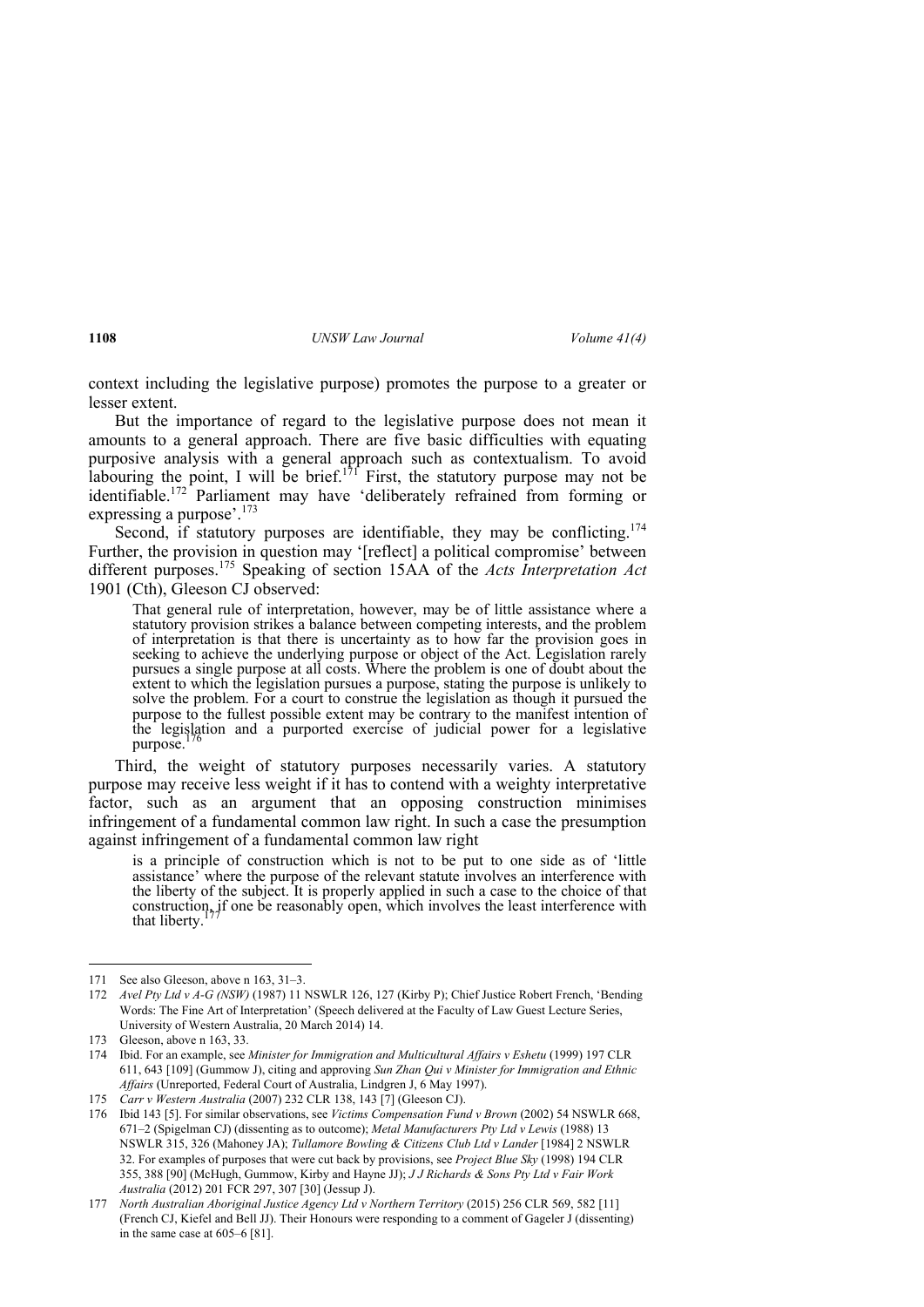context including the legislative purpose) promotes the purpose to a greater or lesser extent.

But the importance of regard to the legislative purpose does not mean it amounts to a general approach. There are five basic difficulties with equating purposive analysis with a general approach such as contextualism. To avoid labouring the point, I will be brief.[171] First, the statutory purpose may not be identifiable.[172] Parliament may have 'deliberately refrained from forming or expressing a purpose'.[173]

Second, if statutory purposes are identifiable, they may be conflicting.[174] Further, the provision in question may '[reflect] a political compromise' between different purposes.[175] Speaking of section 15AA of the *Acts Interpretation Act* 1901 (Cth), Gleeson CJ observed:

> That general rule of interpretation, however, may be of little assistance where a statutory provision strikes a balance between competing interests, and the problem of interpretation is that there is uncertainty as to how far the provision goes in seeking to achieve the underlying purpose or object of the Act. Legislation rarely pursues a single purpose at all costs. Where the problem is one of doubt about the extent to which the legislation pursues a purpose, stating the purpose is unlikely to solve the problem. For a court to construe the legislation as though it pursued the purpose to the fullest possible extent may be contrary to the manifest intention of the legislation and a purported exercise of judicial power for a legislative purpose.[176]

Third, the weight of statutory purposes necessarily varies. A statutory purpose may receive less weight if it has to contend with a weighty interpretative factor, such as an argument that an opposing construction minimises infringement of a fundamental common law right. In such a case the presumption against infringement of a fundamental common law right

> is a principle of construction which is not to be put to one side as of 'little assistance' where the purpose of the relevant statute involves an interference with the liberty of the subject. It is properly applied in such a case to the choice of that construction, if one be reasonably open, which involves the least interference with that liberty.[177]

---

171 See also Gleeson, above n 163, 31–3.

172 *Avel Pty Ltd v A-G (NSW)* (1987) 11 NSWLR 126, 127 (Kirby P); Chief Justice Robert French, 'Bending Words: The Fine Art of Interpretation' (Speech delivered at the Faculty of Law Guest Lecture Series, University of Western Australia, 20 March 2014) 14.

173 Gleeson, above n 163, 33.

174 Ibid. For an example, see *Minister for Immigration and Multicultural Affairs v Eshetu* (1999) 197 CLR 611, 643 [109] (Gummow J), citing and approving *Sun Zhan Qui v Minister for Immigration and Ethnic Affairs* (Unreported, Federal Court of Australia, Lindgren J, 6 May 1997).

175 *Carr v Western Australia* (2007) 232 CLR 138, 143 [7] (Gleeson CJ).

176 Ibid 143 [5]. For similar observations, see *Victims Compensation Fund v Brown* (2002) 54 NSWLR 668, 671–2 (Spigelman CJ) (dissenting as to outcome); *Metal Manufacturers Pty Ltd v Lewis* (1988) 13 NSWLR 315, 326 (Mahoney JA); *Tullamore Bowling & Citizens Club Ltd v Lander* [1984] 2 NSWLR 32. For examples of purposes that were cut back by provisions, see *Project Blue Sky* (1998) 194 CLR 355, 388 [90] (McHugh, Gummow, Kirby and Hayne JJ); *J J Richards & Sons Pty Ltd v Fair Work Australia* (2012) 201 FCR 297, 307 [30] (Jessup J).

177 *North Australian Aboriginal Justice Agency Ltd v Northern Territory* (2015) 256 CLR 569, 582 [11] (French CJ, Kiefel and Bell JJ). Their Honours were responding to a comment of Gageler J (dissenting) in the same case at 605–6 [81].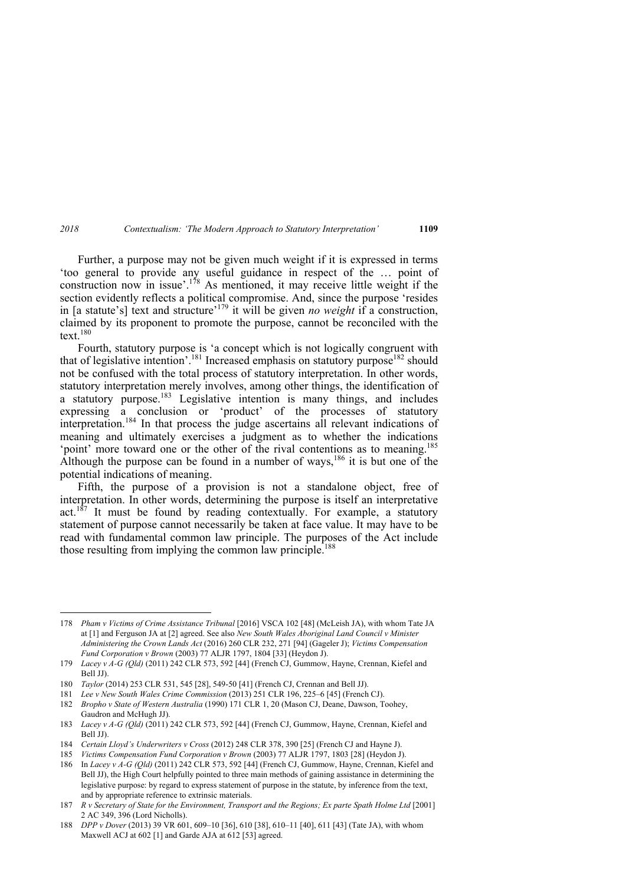Further, a purpose may not be given much weight if it is expressed in terms 'too general to provide any useful guidance in respect of the … point of construction now in issue'.[178] As mentioned, it may receive little weight if the section evidently reflects a political compromise. And, since the purpose 'resides in [a statute's] text and structure'[179] it will be given *no weight* if a construction, claimed by its proponent to promote the purpose, cannot be reconciled with the text.[180]

Fourth, statutory purpose is 'a concept which is not logically congruent with that of legislative intention'.[181] Increased emphasis on statutory purpose[182] should not be confused with the total process of statutory interpretation. In other words, statutory interpretation merely involves, among other things, the identification of a statutory purpose.[183] Legislative intention is many things, and includes expressing a conclusion or 'product' of the processes of statutory interpretation.[184] In that process the judge ascertains all relevant indications of meaning and ultimately exercises a judgment as to whether the indications 'point' more toward one or the other of the rival contentions as to meaning.[185] Although the purpose can be found in a number of ways,[186] it is but one of the potential indications of meaning.

Fifth, the purpose of a provision is not a standalone object, free of interpretation. In other words, determining the purpose is itself an interpretative act.[187] It must be found by reading contextually. For example, a statutory statement of purpose cannot necessarily be taken at face value. It may have to be read with fundamental common law principle. The purposes of the Act include those resulting from implying the common law principle.[188]

---

178 *Pham v Victims of Crime Assistance Tribunal* [2016] VSCA 102 [48] (McLeish JA), with whom Tate JA at [1] and Ferguson JA at [2] agreed. See also *New South Wales Aboriginal Land Council v Minister Administering the Crown Lands Act* (2016) 260 CLR 232, 271 [94] (Gageler J); *Victims Compensation Fund Corporation v Brown* (2003) 77 ALJR 1797, 1804 [33] (Heydon J).

179 *Lacey v A-G (Qld)* (2011) 242 CLR 573, 592 [44] (French CJ, Gummow, Hayne, Crennan, Kiefel and Bell JJ).

180 *Taylor* (2014) 253 CLR 531, 545 [28], 549-50 [41] (French CJ, Crennan and Bell JJ).

181 *Lee v New South Wales Crime Commission* (2013) 251 CLR 196, 225–6 [45] (French CJ).

182 *Bropho v State of Western Australia* (1990) 171 CLR 1, 20 (Mason CJ, Deane, Dawson, Toohey, Gaudron and McHugh JJ).

183 *Lacey v A-G (Qld)* (2011) 242 CLR 573, 592 [44] (French CJ, Gummow, Hayne, Crennan, Kiefel and Bell JJ).

184 *Certain Lloyd's Underwriters v Cross* (2012) 248 CLR 378, 390 [25] (French CJ and Hayne J).

185 *Victims Compensation Fund Corporation v Brown* (2003) 77 ALJR 1797, 1803 [28] (Heydon J).

186 In *Lacey v A-G (Qld)* (2011) 242 CLR 573, 592 [44] (French CJ, Gummow, Hayne, Crennan, Kiefel and Bell JJ), the High Court helpfully pointed to three main methods of gaining assistance in determining the legislative purpose: by regard to express statement of purpose in the statute, by inference from the text, and by appropriate reference to extrinsic materials.

187 *R v Secretary of State for the Environment, Transport and the Regions; Ex parte Spath Holme Ltd* [2001] 2 AC 349, 396 (Lord Nicholls).

188 *DPP v Dover* (2013) 39 VR 601, 609–10 [36], 610 [38], 610–11 [40], 611 [43] (Tate JA), with whom Maxwell ACJ at 602 [1] and Garde AJA at 612 [53] agreed.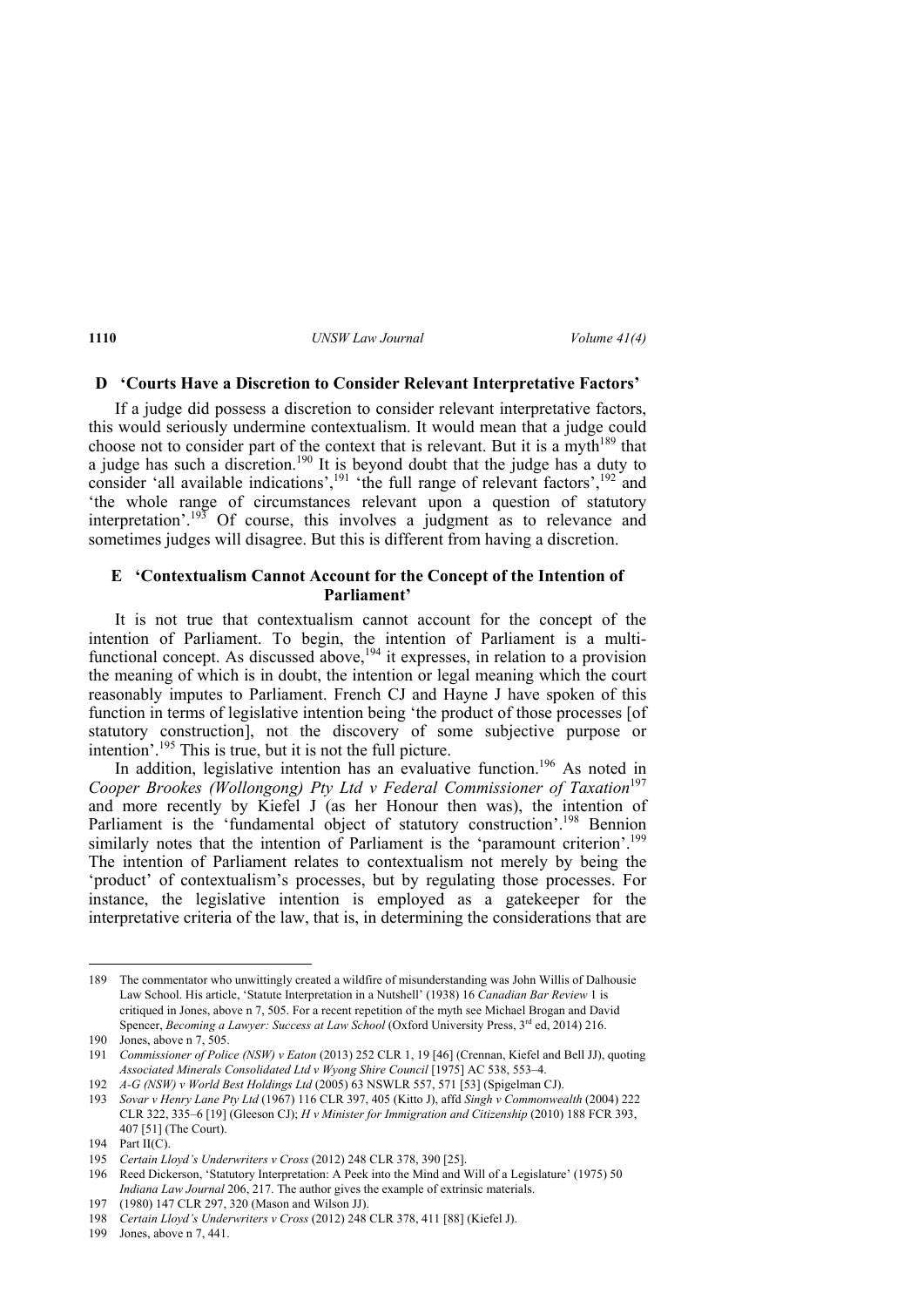### D 'Courts Have a Discretion to Consider Relevant Interpretative Factors'

If a judge did possess a discretion to consider relevant interpretative factors, this would seriously undermine contextualism. It would mean that a judge could choose not to consider part of the context that is relevant. But it is a myth[189] that a judge has such a discretion.[190] It is beyond doubt that the judge has a duty to consider 'all available indications',[191] 'the full range of relevant factors',[192] and 'the whole range of circumstances relevant upon a question of statutory interpretation'.[193] Of course, this involves a judgment as to relevance and sometimes judges will disagree. But this is different from having a discretion.

### E 'Contextualism Cannot Account for the Concept of the Intention of Parliament'

It is not true that contextualism cannot account for the concept of the intention of Parliament. To begin, the intention of Parliament is a multi-functional concept. As discussed above,[194] it expresses, in relation to a provision the meaning of which is in doubt, the intention or legal meaning which the court reasonably imputes to Parliament. French CJ and Hayne J have spoken of this function in terms of legislative intention being 'the product of those processes [of statutory construction], not the discovery of some subjective purpose or intention'.[195] This is true, but it is not the full picture.

In addition, legislative intention has an evaluative function.[196] As noted in *Cooper Brookes (Wollongong) Pty Ltd v Federal Commissioner of Taxation*[197] and more recently by Kiefel J (as her Honour then was), the intention of Parliament is the 'fundamental object of statutory construction'.[198] Bennion similarly notes that the intention of Parliament is the 'paramount criterion'.[199] The intention of Parliament relates to contextualism not merely by being the 'product' of contextualism's processes, but by regulating those processes. For instance, the legislative intention is employed as a gatekeeper for the interpretative criteria of the law, that is, in determining the considerations that are

---

189 The commentator who unwittingly created a wildfire of misunderstanding was John Willis of Dalhousie Law School. His article, 'Statute Interpretation in a Nutshell' (1938) 16 *Canadian Bar Review* 1 is critiqued in Jones, above n 7, 505. For a recent repetition of the myth see Michael Brogan and David Spencer, *Becoming a Lawyer: Success at Law School* (Oxford University Press, 3rd ed, 2014) 216.

190 Jones, above n 7, 505.

191 *Commissioner of Police (NSW) v Eaton* (2013) 252 CLR 1, 19 [46] (Crennan, Kiefel and Bell JJ), quoting *Associated Minerals Consolidated Ltd v Wyong Shire Council* [1975] AC 538, 553–4.

192 *A-G (NSW) v World Best Holdings Ltd* (2005) 63 NSWLR 557, 571 [53] (Spigelman CJ).

193 *Sovar v Henry Lane Pty Ltd* (1967) 116 CLR 397, 405 (Kitto J), affd *Singh v Commonwealth* (2004) 222 CLR 322, 335–6 [19] (Gleeson CJ); *H v Minister for Immigration and Citizenship* (2010) 188 FCR 393, 407 [51] (The Court).

194 Part II(C).

195 *Certain Lloyd's Underwriters v Cross* (2012) 248 CLR 378, 390 [25].

196 Reed Dickerson, 'Statutory Interpretation: A Peek into the Mind and Will of a Legislature' (1975) 50 *Indiana Law Journal* 206, 217. The author gives the example of extrinsic materials.

197 (1980) 147 CLR 297, 320 (Mason and Wilson JJ).

198 *Certain Lloyd's Underwriters v Cross* (2012) 248 CLR 378, 411 [88] (Kiefel J).

199 Jones, above n 7, 441.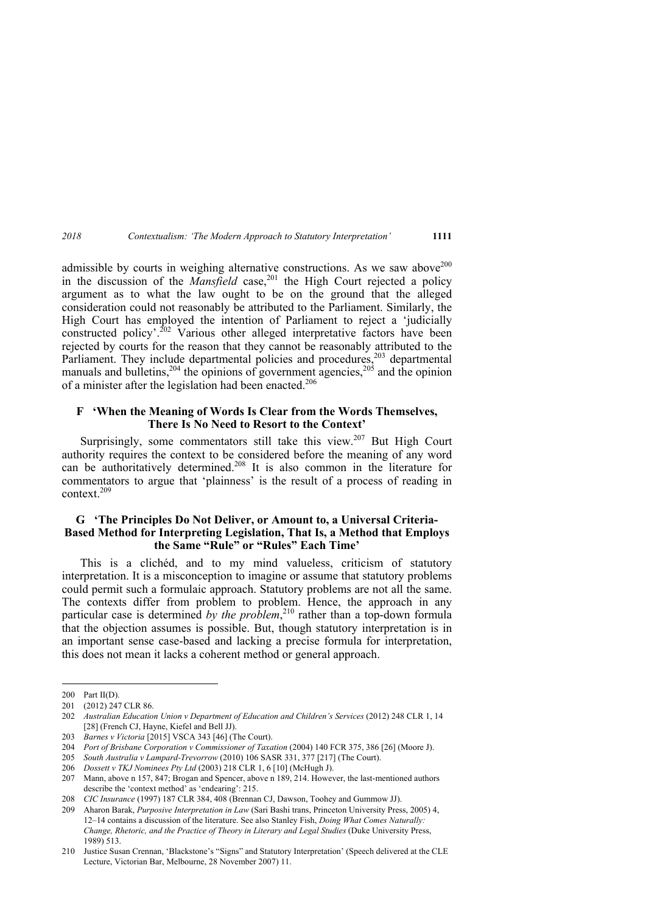admissible by courts in weighing alternative constructions. As we saw above[200] in the discussion of the *Mansfield* case,[201] the High Court rejected a policy argument as to what the law ought to be on the ground that the alleged consideration could not reasonably be attributed to the Parliament. Similarly, the High Court has employed the intention of Parliament to reject a 'judicially constructed policy'.[202] Various other alleged interpretative factors have been rejected by courts for the reason that they cannot be reasonably attributed to the Parliament. They include departmental policies and procedures,[203] departmental manuals and bulletins,[204] the opinions of government agencies,[205] and the opinion of a minister after the legislation had been enacted.[206]

### F 'When the Meaning of Words Is Clear from the Words Themselves, There Is No Need to Resort to the Context'

Surprisingly, some commentators still take this view.[207] But High Court authority requires the context to be considered before the meaning of any word can be authoritatively determined.[208] It is also common in the literature for commentators to argue that 'plainness' is the result of a process of reading in context.[209]

### G 'The Principles Do Not Deliver, or Amount to, a Universal Criteria-Based Method for Interpreting Legislation, That Is, a Method that Employs the Same "Rule" or "Rules" Each Time'

This is a clichéd, and to my mind valueless, criticism of statutory interpretation. It is a misconception to imagine or assume that statutory problems could permit such a formulaic approach. Statutory problems are not all the same. The contexts differ from problem to problem. Hence, the approach in any particular case is determined *by the problem*,[210] rather than a top-down formula that the objection assumes is possible. But, though statutory interpretation is in an important sense case-based and lacking a precise formula for interpretation, this does not mean it lacks a coherent method or general approach.

---

200 Part II(D).

201 (2012) 247 CLR 86.

202 *Australian Education Union v Department of Education and Children's Services* (2012) 248 CLR 1, 14 [28] (French CJ, Hayne, Kiefel and Bell JJ).

203 *Barnes v Victoria* [2015] VSCA 343 [46] (The Court).

204 *Port of Brisbane Corporation v Commissioner of Taxation* (2004) 140 FCR 375, 386 [26] (Moore J).

205 *South Australia v Lampard-Trevorrow* (2010) 106 SASR 331, 377 [217] (The Court).

206 *Dossett v TKJ Nominees Pty Ltd* (2003) 218 CLR 1, 6 [10] (McHugh J).

207 Mann, above n 157, 847; Brogan and Spencer, above n 189, 214. However, the last-mentioned authors describe the 'context method' as 'endearing': 215.

208 *CIC Insurance* (1997) 187 CLR 384, 408 (Brennan CJ, Dawson, Toohey and Gummow JJ).

209 Aharon Barak, *Purposive Interpretation in Law* (Sari Bashi trans, Princeton University Press, 2005) 4, 12–14 contains a discussion of the literature. See also Stanley Fish, *Doing What Comes Naturally: Change, Rhetoric, and the Practice of Theory in Literary and Legal Studies* (Duke University Press, 1989) 513.

210 Justice Susan Crennan, 'Blackstone's "Signs" and Statutory Interpretation' (Speech delivered at the CLE Lecture, Victorian Bar, Melbourne, 28 November 2007) 11.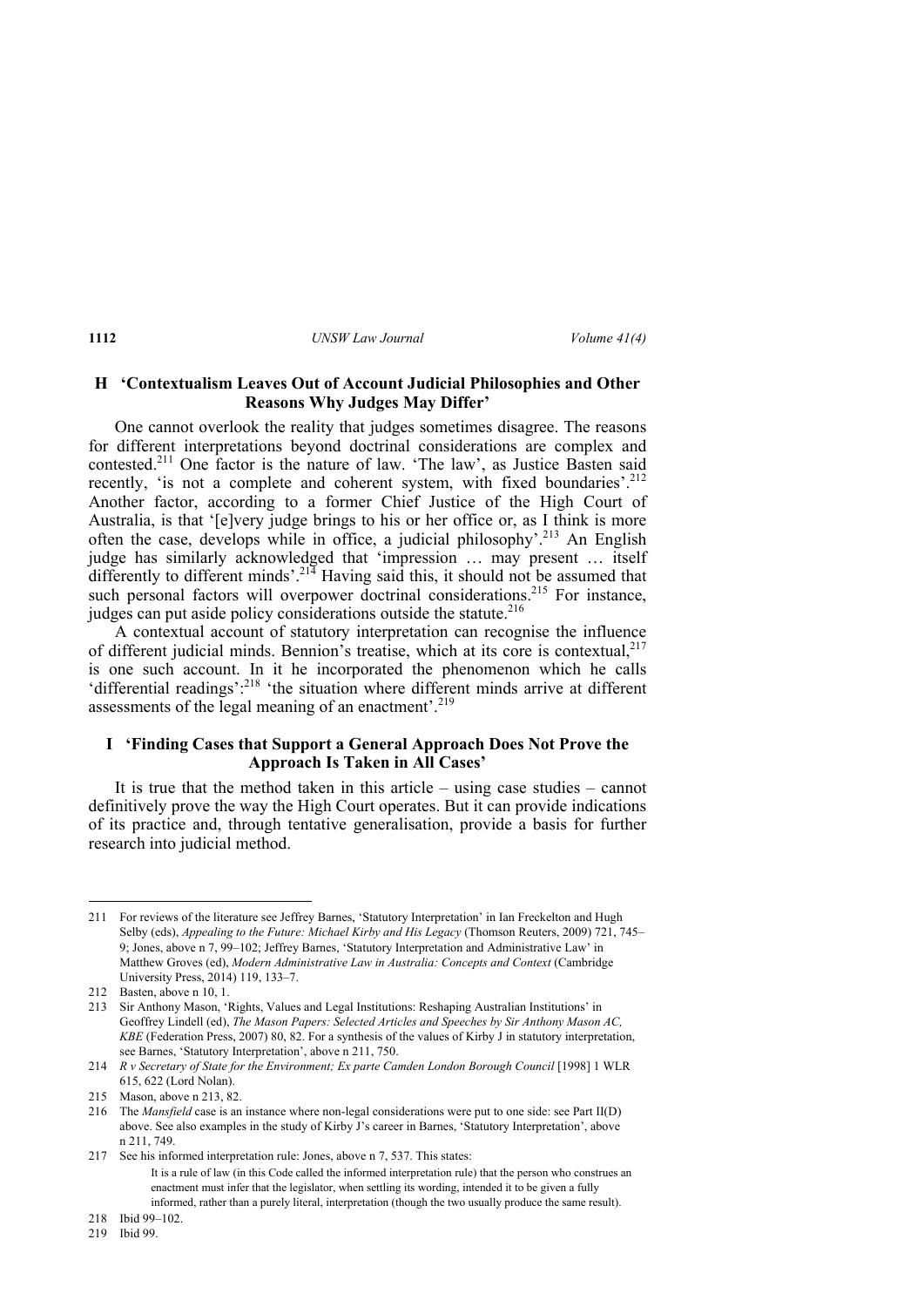## H 'Contextualism Leaves Out of Account Judicial Philosophies and Other Reasons Why Judges May Differ'

One cannot overlook the reality that judges sometimes disagree. The reasons for different interpretations beyond doctrinal considerations are complex and contested.[211] One factor is the nature of law. 'The law', as Justice Basten said recently, 'is not a complete and coherent system, with fixed boundaries'.[212] Another factor, according to a former Chief Justice of the High Court of Australia, is that '[e]very judge brings to his or her office or, as I think is more often the case, develops while in office, a judicial philosophy'.[213] An English judge has similarly acknowledged that 'impression … may present … itself differently to different minds'.[214] Having said this, it should not be assumed that such personal factors will overpower doctrinal considerations.[215] For instance, judges can put aside policy considerations outside the statute.[216]

A contextual account of statutory interpretation can recognise the influence of different judicial minds. Bennion's treatise, which at its core is contextual,[217] is one such account. In it he incorporated the phenomenon which he calls 'differential readings':[218] 'the situation where different minds arrive at different assessments of the legal meaning of an enactment'.[219]

## I 'Finding Cases that Support a General Approach Does Not Prove the Approach Is Taken in All Cases'

It is true that the method taken in this article – using case studies – cannot definitively prove the way the High Court operates. But it can provide indications of its practice and, through tentative generalisation, provide a basis for further research into judicial method.

---

211 For reviews of the literature see Jeffrey Barnes, 'Statutory Interpretation' in Ian Freckelton and Hugh Selby (eds), *Appealing to the Future: Michael Kirby and His Legacy* (Thomson Reuters, 2009) 721, 745–9; Jones, above n 7, 99–102; Jeffrey Barnes, 'Statutory Interpretation and Administrative Law' in Matthew Groves (ed), *Modern Administrative Law in Australia: Concepts and Context* (Cambridge University Press, 2014) 119, 133–7.

212 Basten, above n 10, 1.

213 Sir Anthony Mason, 'Rights, Values and Legal Institutions: Reshaping Australian Institutions' in Geoffrey Lindell (ed), *The Mason Papers: Selected Articles and Speeches by Sir Anthony Mason AC, KBE* (Federation Press, 2007) 80, 82. For a synthesis of the values of Kirby J in statutory interpretation, see Barnes, 'Statutory Interpretation', above n 211, 750.

214 *R v Secretary of State for the Environment; Ex parte Camden London Borough Council* [1998] 1 WLR 615, 622 (Lord Nolan).

215 Mason, above n 213, 82.

216 The *Mansfield* case is an instance where non-legal considerations were put to one side: see Part II(D) above. See also examples in the study of Kirby J's career in Barnes, 'Statutory Interpretation', above n 211, 749.

217 See his informed interpretation rule: Jones, above n 7, 537. This states:

> It is a rule of law (in this Code called the informed interpretation rule) that the person who construes an enactment must infer that the legislator, when settling its wording, intended it to be given a fully informed, rather than a purely literal, interpretation (though the two usually produce the same result).

218 Ibid 99–102.

219 Ibid 99.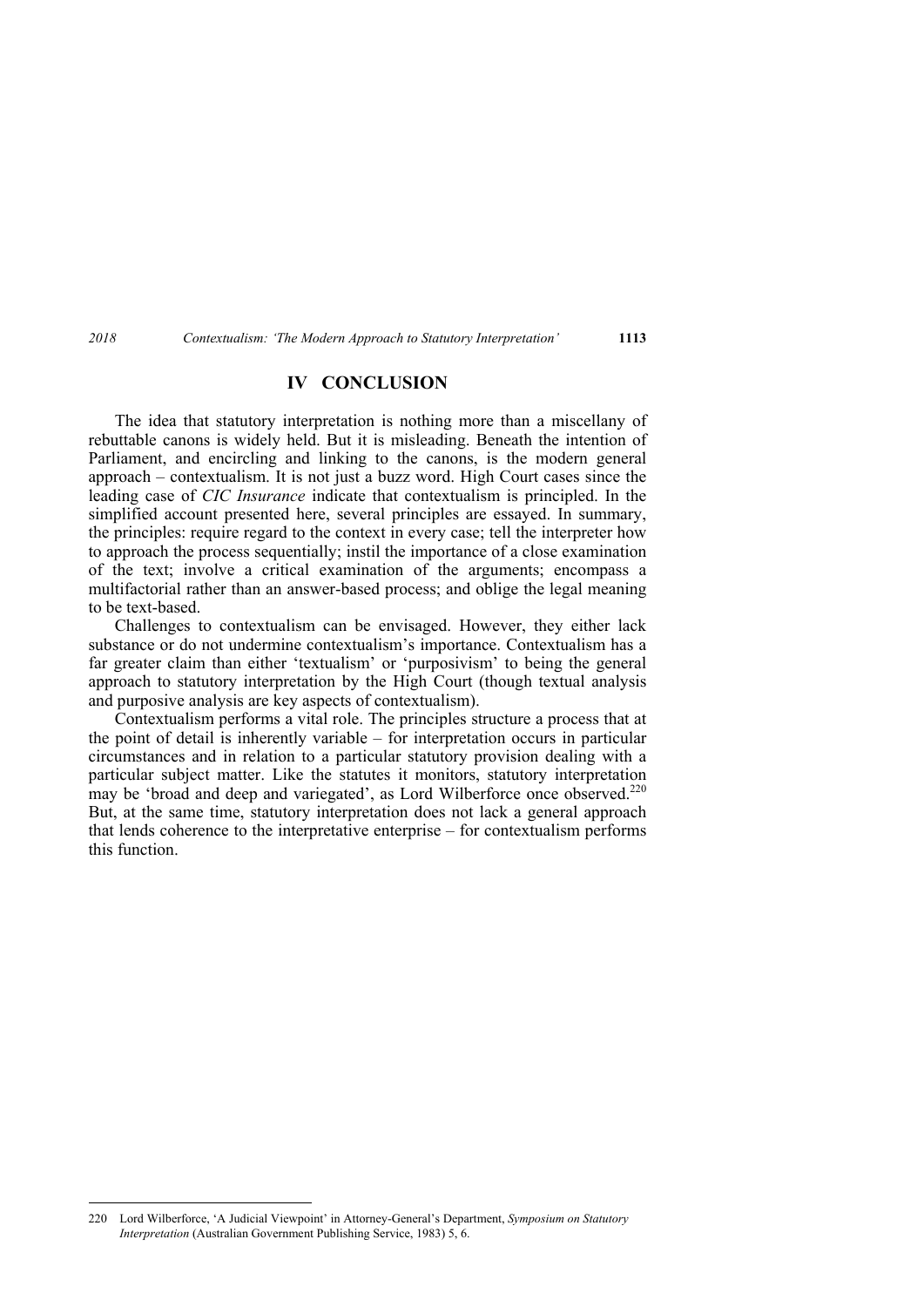# IV CONCLUSION

The idea that statutory interpretation is nothing more than a miscellany of rebuttable canons is widely held. But it is misleading. Beneath the intention of Parliament, and encircling and linking to the canons, is the modern general approach – contextualism. It is not just a buzz word. High Court cases since the leading case of *CIC Insurance* indicate that contextualism is principled. In the simplified account presented here, several principles are essayed. In summary, the principles: require regard to the context in every case; tell the interpreter how to approach the process sequentially; instil the importance of a close examination of the text; involve a critical examination of the arguments; encompass a multifactorial rather than an answer-based process; and oblige the legal meaning to be text-based.

Challenges to contextualism can be envisaged. However, they either lack substance or do not undermine contextualism's importance. Contextualism has a far greater claim than either 'textualism' or 'purposivism' to being the general approach to statutory interpretation by the High Court (though textual analysis and purposive analysis are key aspects of contextualism).

Contextualism performs a vital role. The principles structure a process that at the point of detail is inherently variable – for interpretation occurs in particular circumstances and in relation to a particular statutory provision dealing with a particular subject matter. Like the statutes it monitors, statutory interpretation may be 'broad and deep and variegated', as Lord Wilberforce once observed.[220] But, at the same time, statutory interpretation does not lack a general approach that lends coherence to the interpretative enterprise – for contextualism performs this function.

---

220 Lord Wilberforce, 'A Judicial Viewpoint' in Attorney-General's Department, *Symposium on Statutory Interpretation* (Australian Government Publishing Service, 1983) 5, 6.